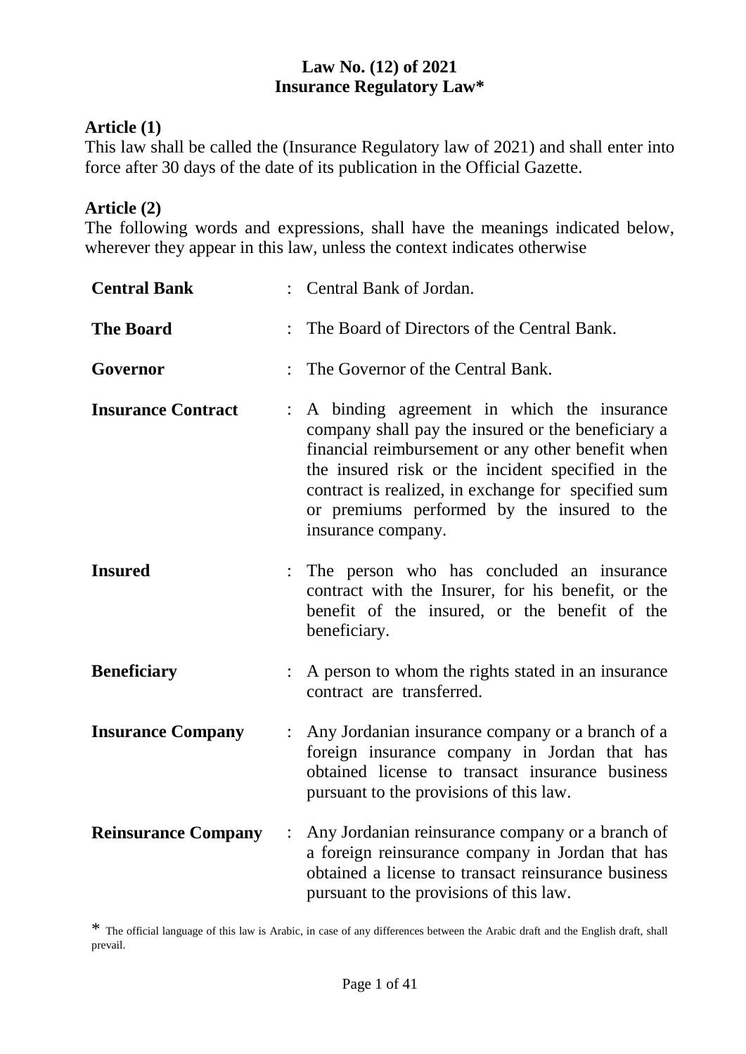# Law No. (12) of 2021
# Insurance Regulatory Law*

## Article (1)

This law shall be called the (Insurance Regulatory law of 2021) and shall enter into force after 30 days of the date of its publication in the Official Gazette.

## Article (2)

The following words and expressions, shall have the meanings indicated below, wherever they appear in this law, unless the context indicates otherwise

| | | |
|---|---|---|
| **Central Bank** | : | Central Bank of Jordan. |
| **The Board** | : | The Board of Directors of the Central Bank. |
| **Governor** | : | The Governor of the Central Bank. |
| **Insurance Contract** | : | A binding agreement in which the insurance company shall pay the insured or the beneficiary a financial reimbursement or any other benefit when the insured risk or the incident specified in the contract is realized, in exchange for specified sum or premiums performed by the insured to the insurance company. |
| **Insured** | : | The person who has concluded an insurance contract with the Insurer, for his benefit, or the benefit of the insured, or the benefit of the beneficiary. |
| **Beneficiary** | : | A person to whom the rights stated in an insurance contract are transferred. |
| **Insurance Company** | : | Any Jordanian insurance company or a branch of a foreign insurance company in Jordan that has obtained license to transact insurance business pursuant to the provisions of this law. |
| **Reinsurance Company** | : | Any Jordanian reinsurance company or a branch of a foreign reinsurance company in Jordan that has obtained a license to transact reinsurance business pursuant to the provisions of this law. |

* The official language of this law is Arabic, in case of any differences between the Arabic draft and the English draft, shall prevail.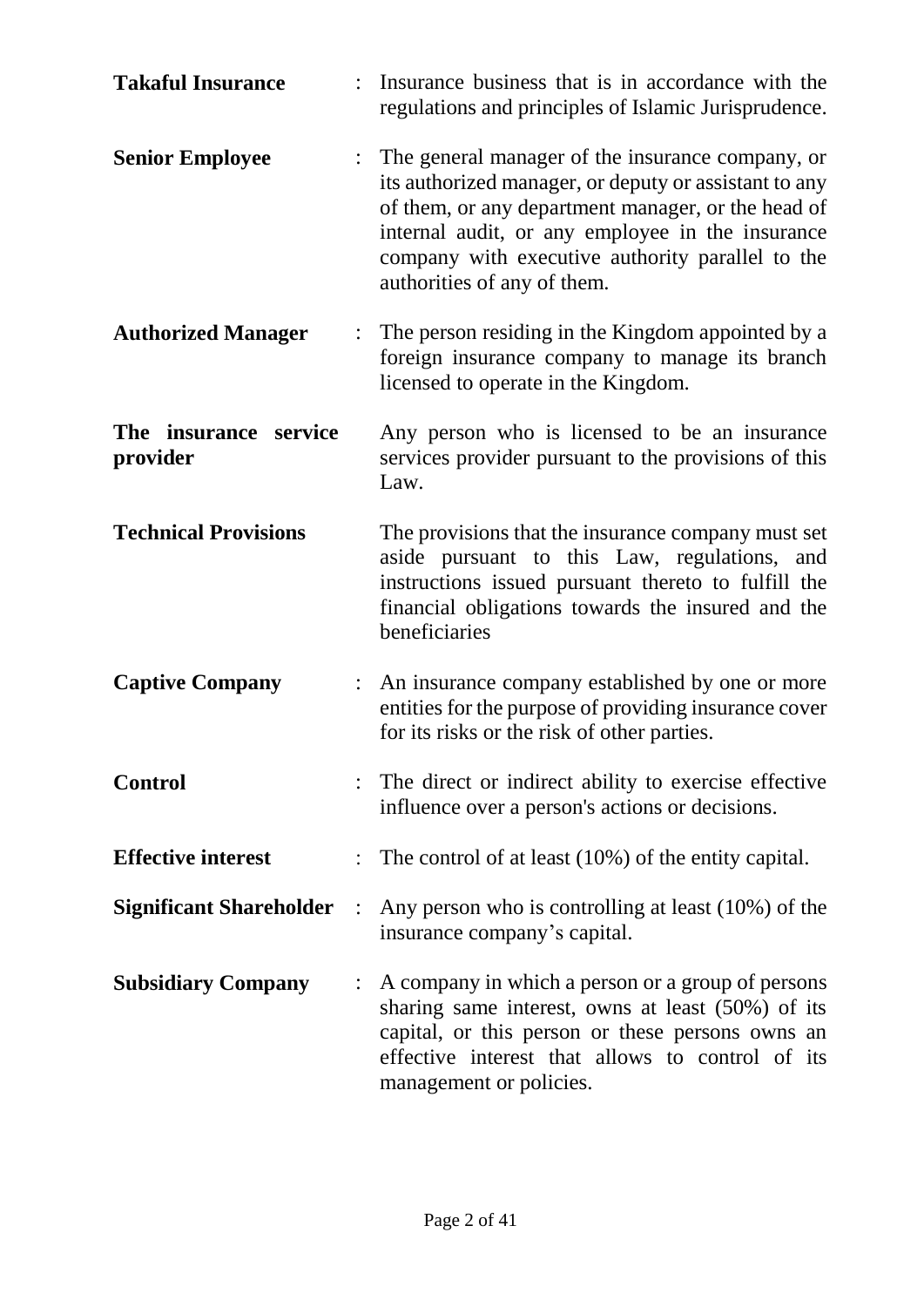| | | |
|---|---|---|
| **Takaful Insurance** | : | Insurance business that is in accordance with the regulations and principles of Islamic Jurisprudence. |
| **Senior Employee** | : | The general manager of the insurance company, or its authorized manager, or deputy or assistant to any of them, or any department manager, or the head of internal audit, or any employee in the insurance company with executive authority parallel to the authorities of any of them. |
| **Authorized Manager** | : | The person residing in the Kingdom appointed by a foreign insurance company to manage its branch licensed to operate in the Kingdom. |
| **The insurance service provider** | | Any person who is licensed to be an insurance services provider pursuant to the provisions of this Law. |
| **Technical Provisions** | | The provisions that the insurance company must set aside pursuant to this Law, regulations, and instructions issued pursuant thereto to fulfill the financial obligations towards the insured and the beneficiaries |
| **Captive Company** | : | An insurance company established by one or more entities for the purpose of providing insurance cover for its risks or the risk of other parties. |
| **Control** | : | The direct or indirect ability to exercise effective influence over a person's actions or decisions. |
| **Effective interest** | : | The control of at least (10%) of the entity capital. |
| **Significant Shareholder** | : | Any person who is controlling at least (10%) of the insurance company's capital. |
| **Subsidiary Company** | : | A company in which a person or a group of persons sharing same interest, owns at least (50%) of its capital, or this person or these persons owns an effective interest that allows to control of its management or policies. |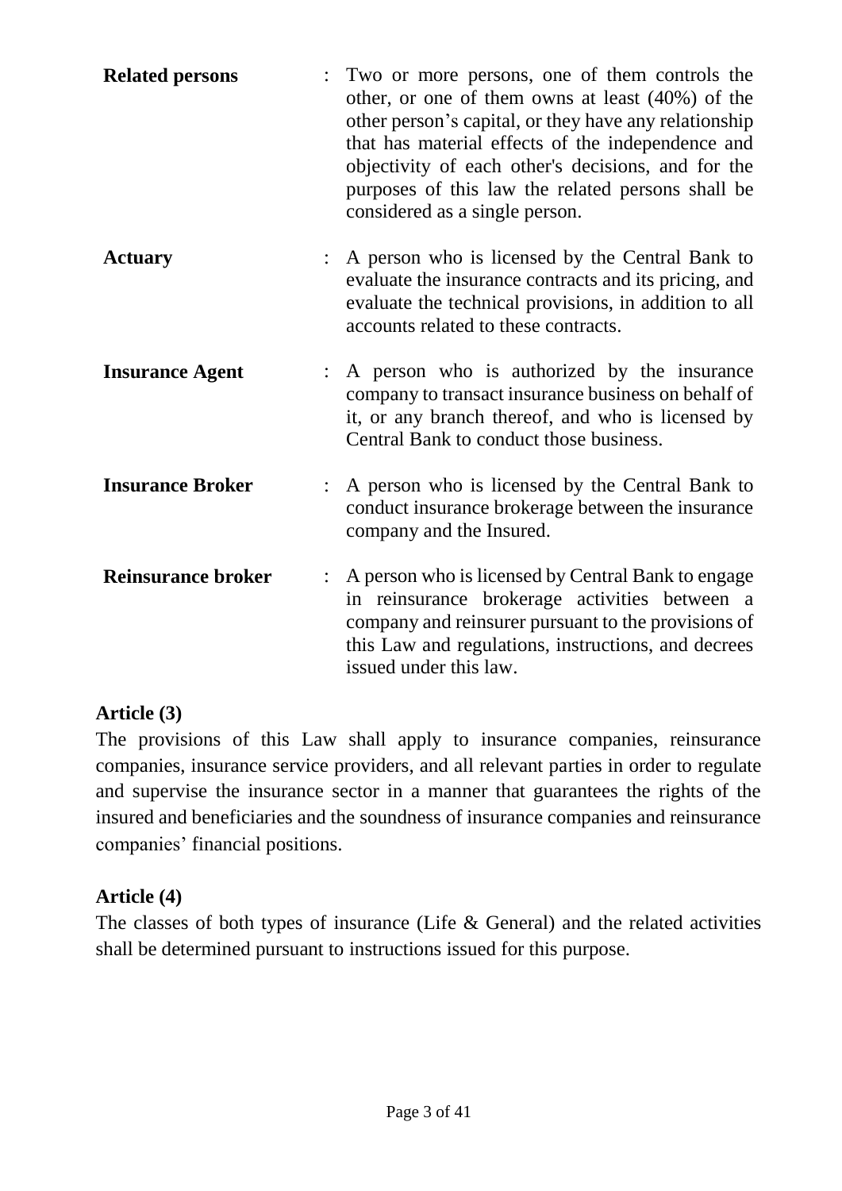**Related persons** : Two or more persons, one of them controls the other, or one of them owns at least (40%) of the other person's capital, or they have any relationship that has material effects of the independence and objectivity of each other's decisions, and for the purposes of this law the related persons shall be considered as a single person.

**Actuary** : A person who is licensed by the Central Bank to evaluate the insurance contracts and its pricing, and evaluate the technical provisions, in addition to all accounts related to these contracts.

**Insurance Agent** : A person who is authorized by the insurance company to transact insurance business on behalf of it, or any branch thereof, and who is licensed by Central Bank to conduct those business.

**Insurance Broker** : A person who is licensed by the Central Bank to conduct insurance brokerage between the insurance company and the Insured.

**Reinsurance broker** : A person who is licensed by Central Bank to engage in reinsurance brokerage activities between a company and reinsurer pursuant to the provisions of this Law and regulations, instructions, and decrees issued under this law.

**Article (3)**

The provisions of this Law shall apply to insurance companies, reinsurance companies, insurance service providers, and all relevant parties in order to regulate and supervise the insurance sector in a manner that guarantees the rights of the insured and beneficiaries and the soundness of insurance companies and reinsurance companies' financial positions.

**Article (4)**

The classes of both types of insurance (Life & General) and the related activities shall be determined pursuant to instructions issued for this purpose.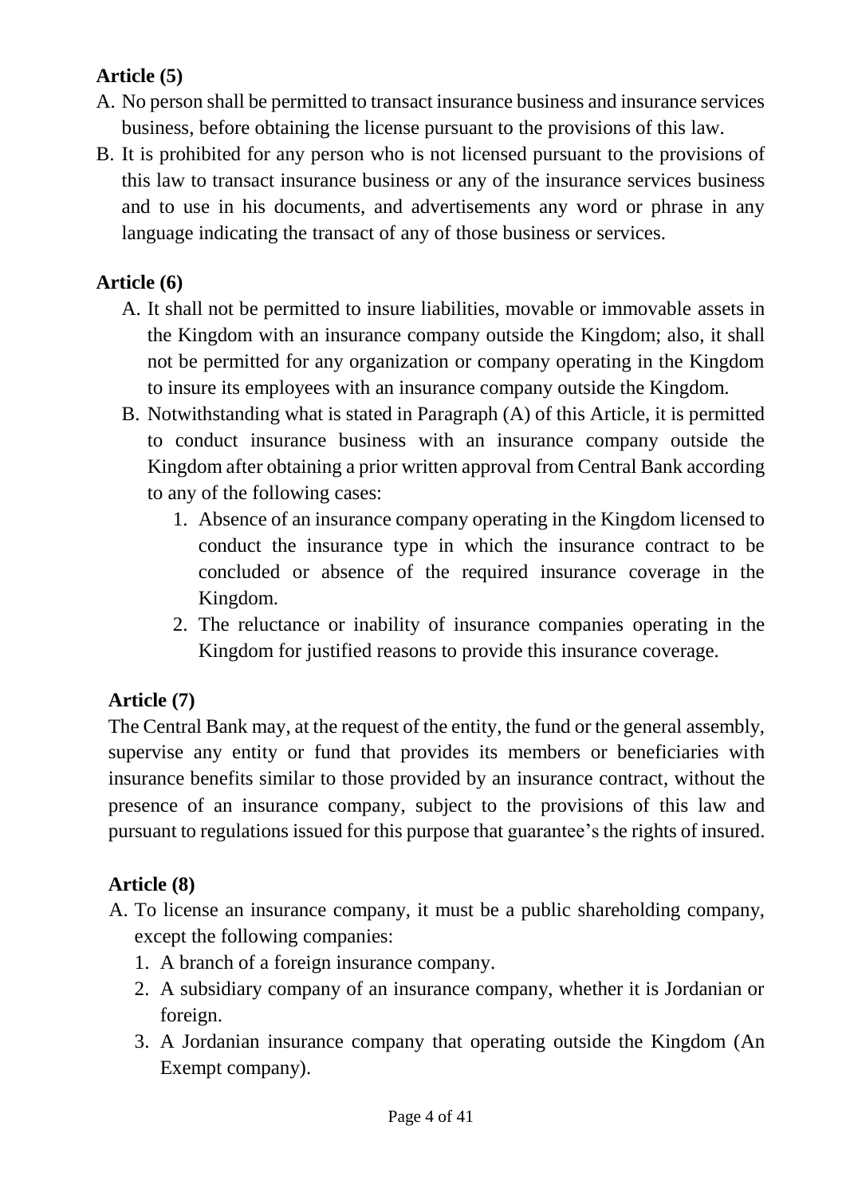**Article (5)**

A. No person shall be permitted to transact insurance business and insurance services business, before obtaining the license pursuant to the provisions of this law.
B. It is prohibited for any person who is not licensed pursuant to the provisions of this law to transact insurance business or any of the insurance services business and to use in his documents, and advertisements any word or phrase in any language indicating the transact of any of those business or services.

**Article (6)**

A. It shall not be permitted to insure liabilities, movable or immovable assets in the Kingdom with an insurance company outside the Kingdom; also, it shall not be permitted for any organization or company operating in the Kingdom to insure its employees with an insurance company outside the Kingdom.
B. Notwithstanding what is stated in Paragraph (A) of this Article, it is permitted to conduct insurance business with an insurance company outside the Kingdom after obtaining a prior written approval from Central Bank according to any of the following cases:
   1. Absence of an insurance company operating in the Kingdom licensed to conduct the insurance type in which the insurance contract to be concluded or absence of the required insurance coverage in the Kingdom.
   2. The reluctance or inability of insurance companies operating in the Kingdom for justified reasons to provide this insurance coverage.

**Article (7)**

The Central Bank may, at the request of the entity, the fund or the general assembly, supervise any entity or fund that provides its members or beneficiaries with insurance benefits similar to those provided by an insurance contract, without the presence of an insurance company, subject to the provisions of this law and pursuant to regulations issued for this purpose that guarantee's the rights of insured.

**Article (8)**

A. To license an insurance company, it must be a public shareholding company, except the following companies:
   1. A branch of a foreign insurance company.
   2. A subsidiary company of an insurance company, whether it is Jordanian or foreign.
   3. A Jordanian insurance company that operating outside the Kingdom (An Exempt company).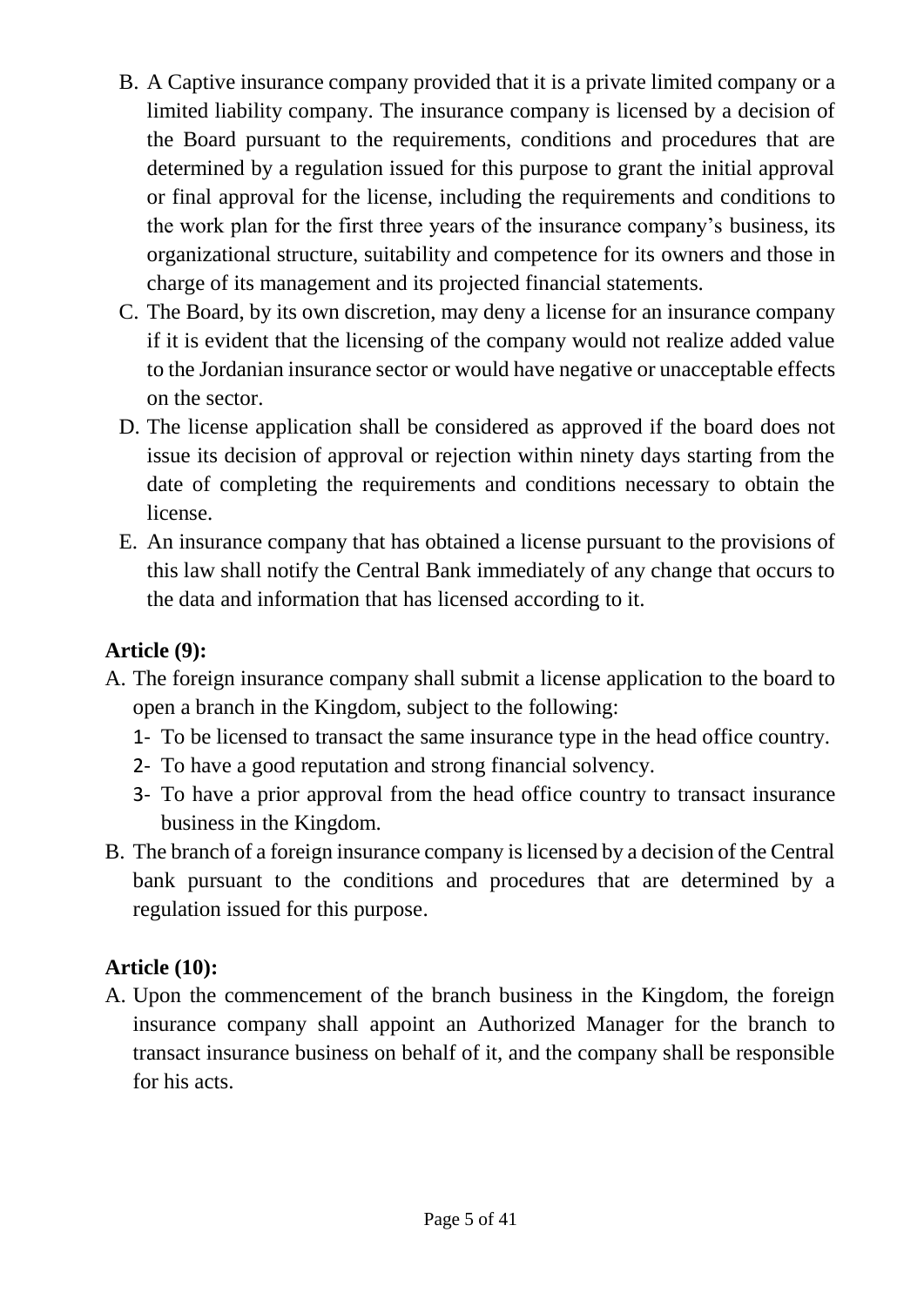B. A Captive insurance company provided that it is a private limited company or a limited liability company. The insurance company is licensed by a decision of the Board pursuant to the requirements, conditions and procedures that are determined by a regulation issued for this purpose to grant the initial approval or final approval for the license, including the requirements and conditions to the work plan for the first three years of the insurance company's business, its organizational structure, suitability and competence for its owners and those in charge of its management and its projected financial statements.

C. The Board, by its own discretion, may deny a license for an insurance company if it is evident that the licensing of the company would not realize added value to the Jordanian insurance sector or would have negative or unacceptable effects on the sector.

D. The license application shall be considered as approved if the board does not issue its decision of approval or rejection within ninety days starting from the date of completing the requirements and conditions necessary to obtain the license.

E. An insurance company that has obtained a license pursuant to the provisions of this law shall notify the Central Bank immediately of any change that occurs to the data and information that has licensed according to it.

**Article (9):**

A. The foreign insurance company shall submit a license application to the board to open a branch in the Kingdom, subject to the following:
   1- To be licensed to transact the same insurance type in the head office country.
   2- To have a good reputation and strong financial solvency.
   3- To have a prior approval from the head office country to transact insurance business in the Kingdom.

B. The branch of a foreign insurance company is licensed by a decision of the Central bank pursuant to the conditions and procedures that are determined by a regulation issued for this purpose.

**Article (10):**

A. Upon the commencement of the branch business in the Kingdom, the foreign insurance company shall appoint an Authorized Manager for the branch to transact insurance business on behalf of it, and the company shall be responsible for his acts.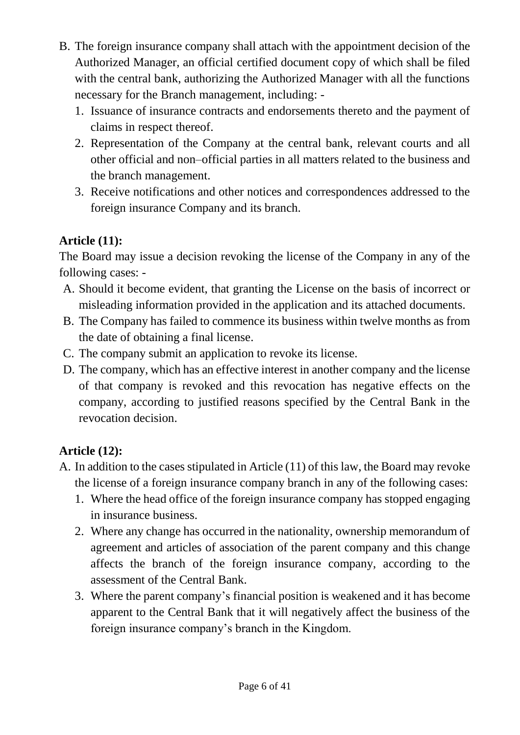B. The foreign insurance company shall attach with the appointment decision of the Authorized Manager, an official certified document copy of which shall be filed with the central bank, authorizing the Authorized Manager with all the functions necessary for the Branch management, including: -
   1. Issuance of insurance contracts and endorsements thereto and the payment of claims in respect thereof.
   2. Representation of the Company at the central bank, relevant courts and all other official and non–official parties in all matters related to the business and the branch management.
   3. Receive notifications and other notices and correspondences addressed to the foreign insurance Company and its branch.

**Article (11):**

The Board may issue a decision revoking the license of the Company in any of the following cases: -

A. Should it become evident, that granting the License on the basis of incorrect or misleading information provided in the application and its attached documents.
B. The Company has failed to commence its business within twelve months as from the date of obtaining a final license.
C. The company submit an application to revoke its license.
D. The company, which has an effective interest in another company and the license of that company is revoked and this revocation has negative effects on the company, according to justified reasons specified by the Central Bank in the revocation decision.

**Article (12):**

A. In addition to the cases stipulated in Article (11) of this law, the Board may revoke the license of a foreign insurance company branch in any of the following cases:
   1. Where the head office of the foreign insurance company has stopped engaging in insurance business.
   2. Where any change has occurred in the nationality, ownership memorandum of agreement and articles of association of the parent company and this change affects the branch of the foreign insurance company, according to the assessment of the Central Bank.
   3. Where the parent company's financial position is weakened and it has become apparent to the Central Bank that it will negatively affect the business of the foreign insurance company's branch in the Kingdom.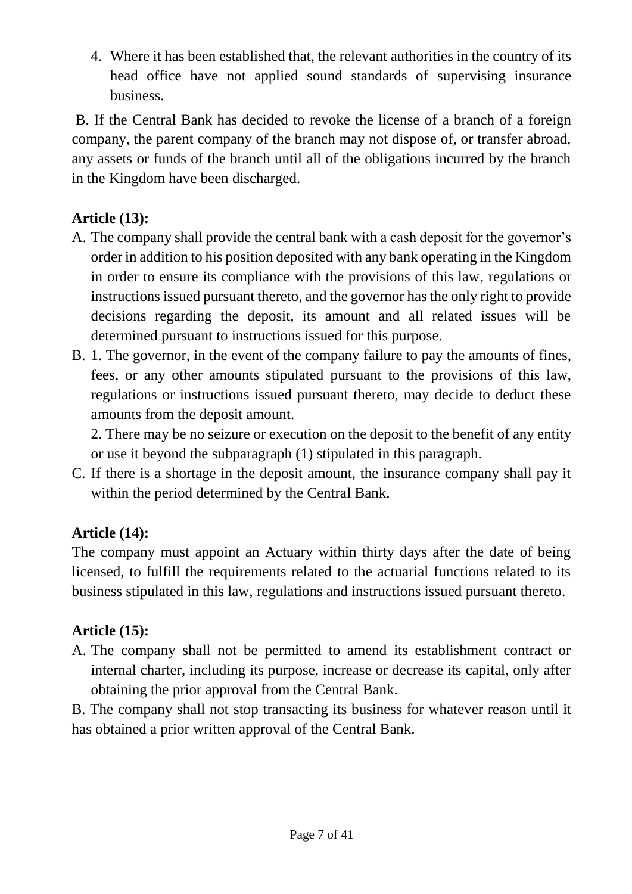4. Where it has been established that, the relevant authorities in the country of its head office have not applied sound standards of supervising insurance business.

B. If the Central Bank has decided to revoke the license of a branch of a foreign company, the parent company of the branch may not dispose of, or transfer abroad, any assets or funds of the branch until all of the obligations incurred by the branch in the Kingdom have been discharged.

**Article (13):**

A. The company shall provide the central bank with a cash deposit for the governor's order in addition to his position deposited with any bank operating in the Kingdom in order to ensure its compliance with the provisions of this law, regulations or instructions issued pursuant thereto, and the governor has the only right to provide decisions regarding the deposit, its amount and all related issues will be determined pursuant to instructions issued for this purpose.

B. 1. The governor, in the event of the company failure to pay the amounts of fines, fees, or any other amounts stipulated pursuant to the provisions of this law, regulations or instructions issued pursuant thereto, may decide to deduct these amounts from the deposit amount.

   2. There may be no seizure or execution on the deposit to the benefit of any entity or use it beyond the subparagraph (1) stipulated in this paragraph.

C. If there is a shortage in the deposit amount, the insurance company shall pay it within the period determined by the Central Bank.

**Article (14):**

The company must appoint an Actuary within thirty days after the date of being licensed, to fulfill the requirements related to the actuarial functions related to its business stipulated in this law, regulations and instructions issued pursuant thereto.

**Article (15):**

A. The company shall not be permitted to amend its establishment contract or internal charter, including its purpose, increase or decrease its capital, only after obtaining the prior approval from the Central Bank.

B. The company shall not stop transacting its business for whatever reason until it has obtained a prior written approval of the Central Bank.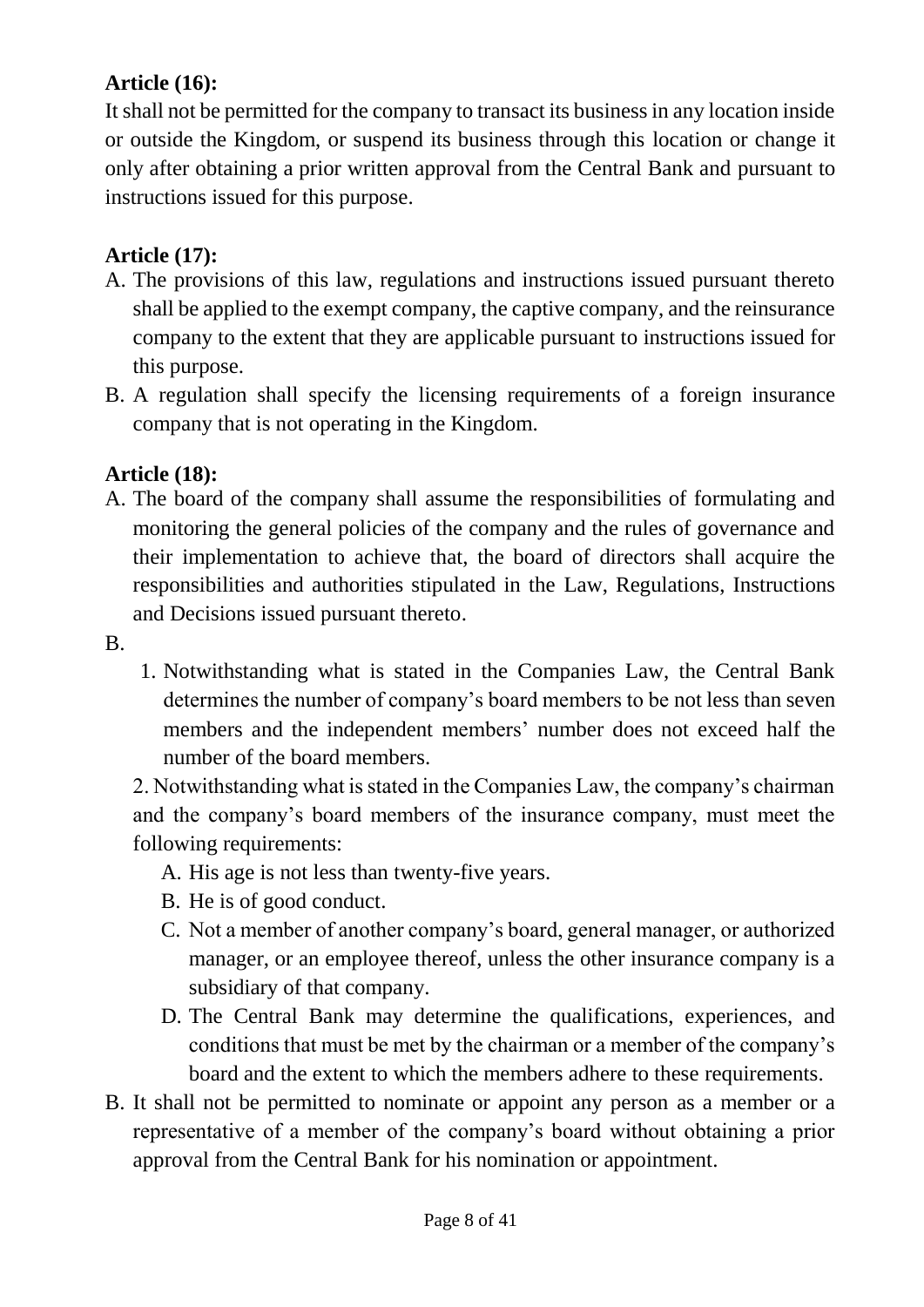**Article (16):**

It shall not be permitted for the company to transact its business in any location inside or outside the Kingdom, or suspend its business through this location or change it only after obtaining a prior written approval from the Central Bank and pursuant to instructions issued for this purpose.

**Article (17):**

A. The provisions of this law, regulations and instructions issued pursuant thereto shall be applied to the exempt company, the captive company, and the reinsurance company to the extent that they are applicable pursuant to instructions issued for this purpose.

B. A regulation shall specify the licensing requirements of a foreign insurance company that is not operating in the Kingdom.

**Article (18):**

A. The board of the company shall assume the responsibilities of formulating and monitoring the general policies of the company and the rules of governance and their implementation to achieve that, the board of directors shall acquire the responsibilities and authorities stipulated in the Law, Regulations, Instructions and Decisions issued pursuant thereto.

B.

1. Notwithstanding what is stated in the Companies Law, the Central Bank determines the number of company's board members to be not less than seven members and the independent members' number does not exceed half the number of the board members.

2. Notwithstanding what is stated in the Companies Law, the company's chairman and the company's board members of the insurance company, must meet the following requirements:

   A. His age is not less than twenty-five years.

   B. He is of good conduct.

   C. Not a member of another company's board, general manager, or authorized manager, or an employee thereof, unless the other insurance company is a subsidiary of that company.

   D. The Central Bank may determine the qualifications, experiences, and conditions that must be met by the chairman or a member of the company's board and the extent to which the members adhere to these requirements.

B. It shall not be permitted to nominate or appoint any person as a member or a representative of a member of the company's board without obtaining a prior approval from the Central Bank for his nomination or appointment.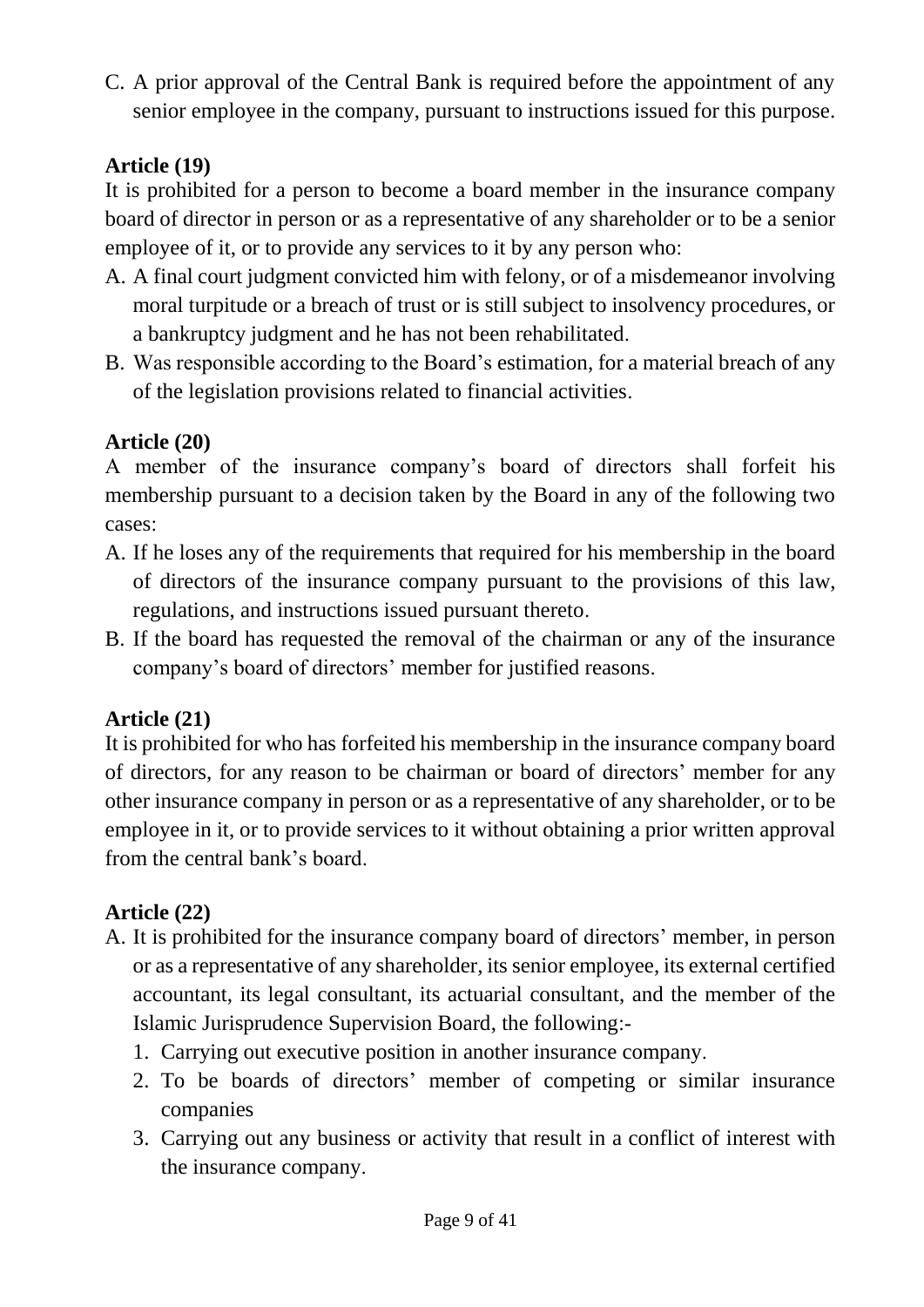C. A prior approval of the Central Bank is required before the appointment of any senior employee in the company, pursuant to instructions issued for this purpose.

**Article (19)**

It is prohibited for a person to become a board member in the insurance company board of director in person or as a representative of any shareholder or to be a senior employee of it, or to provide any services to it by any person who:

A. A final court judgment convicted him with felony, or of a misdemeanor involving moral turpitude or a breach of trust or is still subject to insolvency procedures, or a bankruptcy judgment and he has not been rehabilitated.
B. Was responsible according to the Board's estimation, for a material breach of any of the legislation provisions related to financial activities.

**Article (20)**

A member of the insurance company's board of directors shall forfeit his membership pursuant to a decision taken by the Board in any of the following two cases:

A. If he loses any of the requirements that required for his membership in the board of directors of the insurance company pursuant to the provisions of this law, regulations, and instructions issued pursuant thereto.
B. If the board has requested the removal of the chairman or any of the insurance company's board of directors' member for justified reasons.

**Article (21)**

It is prohibited for who has forfeited his membership in the insurance company board of directors, for any reason to be chairman or board of directors' member for any other insurance company in person or as a representative of any shareholder, or to be employee in it, or to provide services to it without obtaining a prior written approval from the central bank's board.

**Article (22)**

A. It is prohibited for the insurance company board of directors' member, in person or as a representative of any shareholder, its senior employee, its external certified accountant, its legal consultant, its actuarial consultant, and the member of the Islamic Jurisprudence Supervision Board, the following:-
   1. Carrying out executive position in another insurance company.
   2. To be boards of directors' member of competing or similar insurance companies
   3. Carrying out any business or activity that result in a conflict of interest with the insurance company.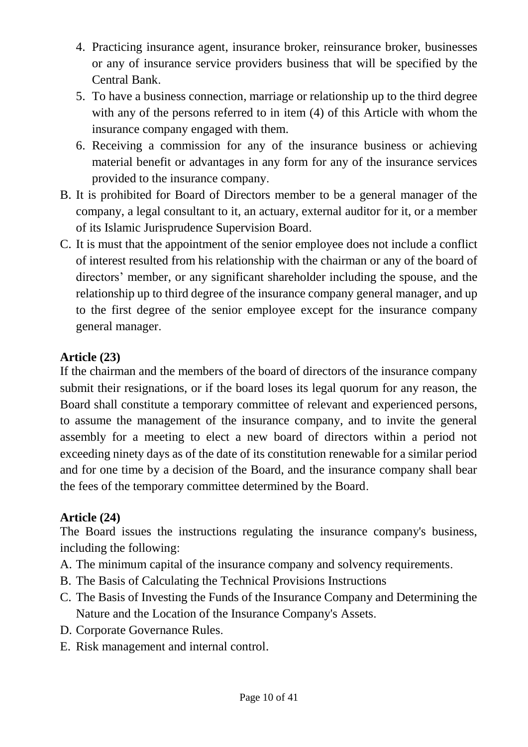4. Practicing insurance agent, insurance broker, reinsurance broker, businesses or any of insurance service providers business that will be specified by the Central Bank.
5. To have a business connection, marriage or relationship up to the third degree with any of the persons referred to in item (4) of this Article with whom the insurance company engaged with them.
6. Receiving a commission for any of the insurance business or achieving material benefit or advantages in any form for any of the insurance services provided to the insurance company.

B. It is prohibited for Board of Directors member to be a general manager of the company, a legal consultant to it, an actuary, external auditor for it, or a member of its Islamic Jurisprudence Supervision Board.

C. It is must that the appointment of the senior employee does not include a conflict of interest resulted from his relationship with the chairman or any of the board of directors' member, or any significant shareholder including the spouse, and the relationship up to third degree of the insurance company general manager, and up to the first degree of the senior employee except for the insurance company general manager.

**Article (23)**

If the chairman and the members of the board of directors of the insurance company submit their resignations, or if the board loses its legal quorum for any reason, the Board shall constitute a temporary committee of relevant and experienced persons, to assume the management of the insurance company, and to invite the general assembly for a meeting to elect a new board of directors within a period not exceeding ninety days as of the date of its constitution renewable for a similar period and for one time by a decision of the Board, and the insurance company shall bear the fees of the temporary committee determined by the Board.

**Article (24)**

The Board issues the instructions regulating the insurance company's business, including the following:

A. The minimum capital of the insurance company and solvency requirements.
B. The Basis of Calculating the Technical Provisions Instructions
C. The Basis of Investing the Funds of the Insurance Company and Determining the Nature and the Location of the Insurance Company's Assets.
D. Corporate Governance Rules.
E. Risk management and internal control.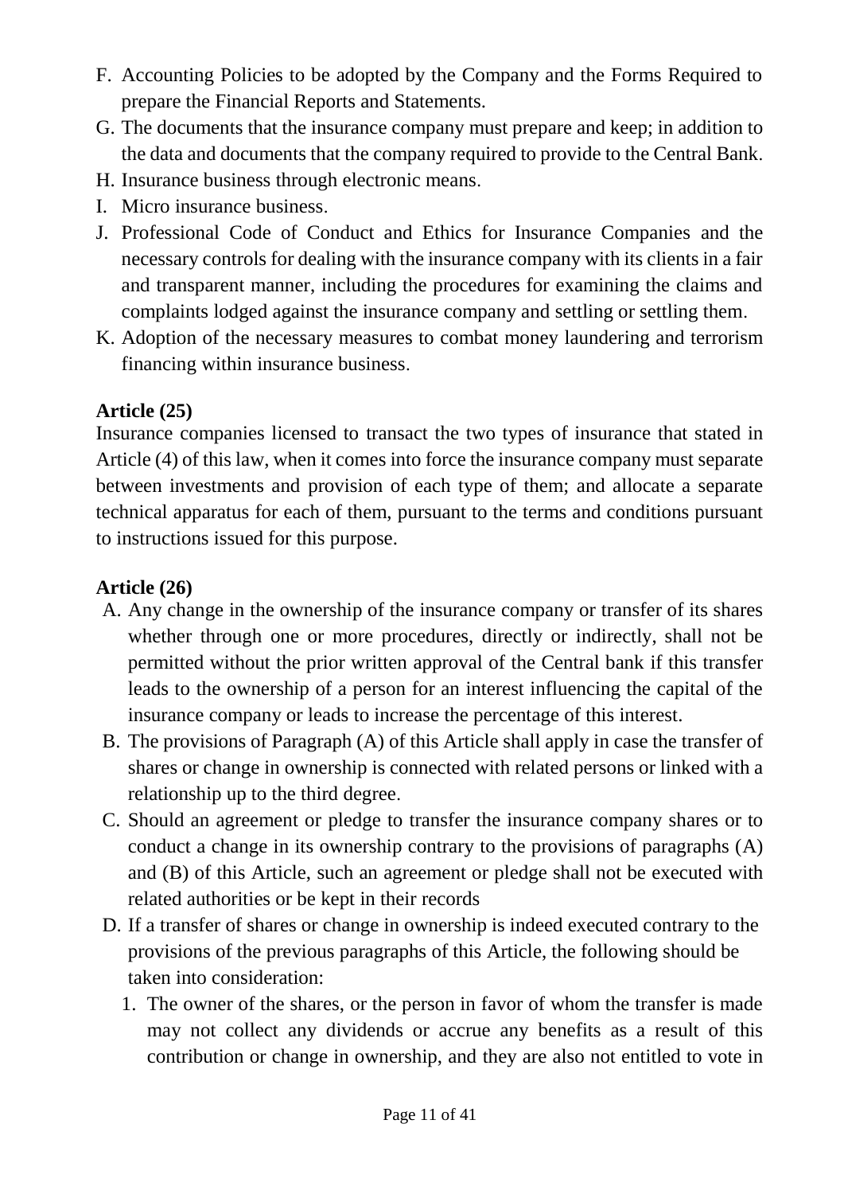F. Accounting Policies to be adopted by the Company and the Forms Required to prepare the Financial Reports and Statements.
G. The documents that the insurance company must prepare and keep; in addition to the data and documents that the company required to provide to the Central Bank.
H. Insurance business through electronic means.
I. Micro insurance business.
J. Professional Code of Conduct and Ethics for Insurance Companies and the necessary controls for dealing with the insurance company with its clients in a fair and transparent manner, including the procedures for examining the claims and complaints lodged against the insurance company and settling or settling them.
K. Adoption of the necessary measures to combat money laundering and terrorism financing within insurance business.

**Article (25)**

Insurance companies licensed to transact the two types of insurance that stated in Article (4) of this law, when it comes into force the insurance company must separate between investments and provision of each type of them; and allocate a separate technical apparatus for each of them, pursuant to the terms and conditions pursuant to instructions issued for this purpose.

**Article (26)**

A. Any change in the ownership of the insurance company or transfer of its shares whether through one or more procedures, directly or indirectly, shall not be permitted without the prior written approval of the Central bank if this transfer leads to the ownership of a person for an interest influencing the capital of the insurance company or leads to increase the percentage of this interest.
B. The provisions of Paragraph (A) of this Article shall apply in case the transfer of shares or change in ownership is connected with related persons or linked with a relationship up to the third degree.
C. Should an agreement or pledge to transfer the insurance company shares or to conduct a change in its ownership contrary to the provisions of paragraphs (A) and (B) of this Article, such an agreement or pledge shall not be executed with related authorities or be kept in their records
D. If a transfer of shares or change in ownership is indeed executed contrary to the provisions of the previous paragraphs of this Article, the following should be taken into consideration:
   1. The owner of the shares, or the person in favor of whom the transfer is made may not collect any dividends or accrue any benefits as a result of this contribution or change in ownership, and they are also not entitled to vote in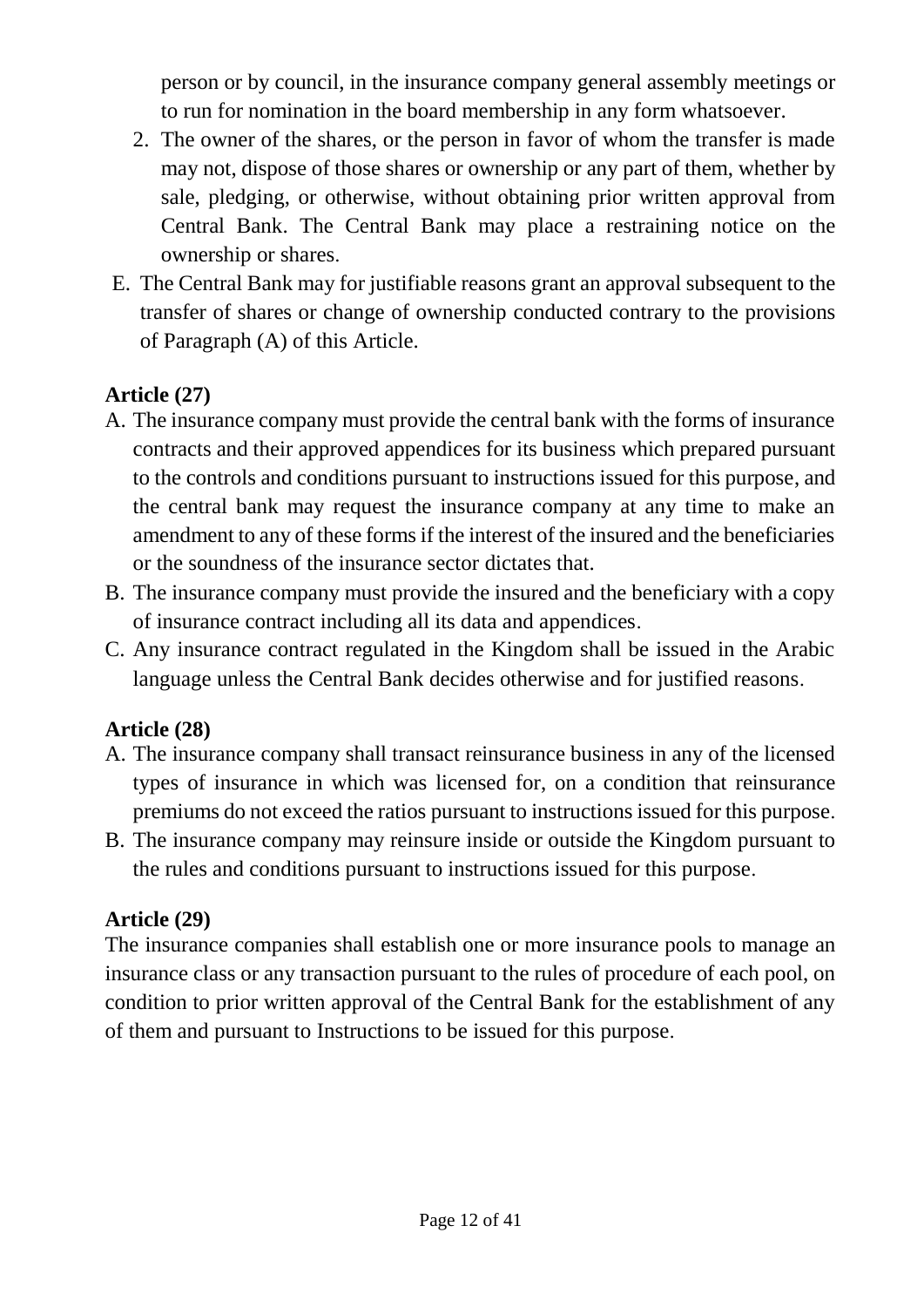person or by council, in the insurance company general assembly meetings or to run for nomination in the board membership in any form whatsoever.

2. The owner of the shares, or the person in favor of whom the transfer is made may not, dispose of those shares or ownership or any part of them, whether by sale, pledging, or otherwise, without obtaining prior written approval from Central Bank. The Central Bank may place a restraining notice on the ownership or shares.

E. The Central Bank may for justifiable reasons grant an approval subsequent to the transfer of shares or change of ownership conducted contrary to the provisions of Paragraph (A) of this Article.

**Article (27)**

A. The insurance company must provide the central bank with the forms of insurance contracts and their approved appendices for its business which prepared pursuant to the controls and conditions pursuant to instructions issued for this purpose, and the central bank may request the insurance company at any time to make an amendment to any of these forms if the interest of the insured and the beneficiaries or the soundness of the insurance sector dictates that.

B. The insurance company must provide the insured and the beneficiary with a copy of insurance contract including all its data and appendices.

C. Any insurance contract regulated in the Kingdom shall be issued in the Arabic language unless the Central Bank decides otherwise and for justified reasons.

**Article (28)**

A. The insurance company shall transact reinsurance business in any of the licensed types of insurance in which was licensed for, on a condition that reinsurance premiums do not exceed the ratios pursuant to instructions issued for this purpose.

B. The insurance company may reinsure inside or outside the Kingdom pursuant to the rules and conditions pursuant to instructions issued for this purpose.

**Article (29)**

The insurance companies shall establish one or more insurance pools to manage an insurance class or any transaction pursuant to the rules of procedure of each pool, on condition to prior written approval of the Central Bank for the establishment of any of them and pursuant to Instructions to be issued for this purpose.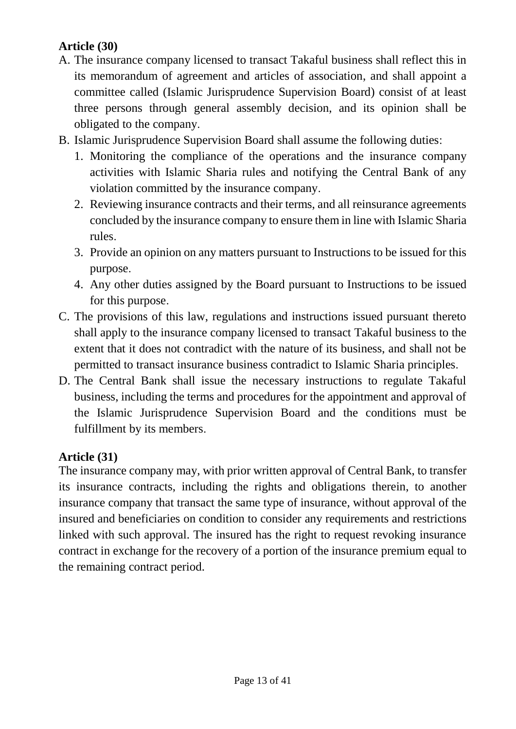**Article (30)**

A. The insurance company licensed to transact Takaful business shall reflect this in its memorandum of agreement and articles of association, and shall appoint a committee called (Islamic Jurisprudence Supervision Board) consist of at least three persons through general assembly decision, and its opinion shall be obligated to the company.

B. Islamic Jurisprudence Supervision Board shall assume the following duties:

   1. Monitoring the compliance of the operations and the insurance company activities with Islamic Sharia rules and notifying the Central Bank of any violation committed by the insurance company.
   2. Reviewing insurance contracts and their terms, and all reinsurance agreements concluded by the insurance company to ensure them in line with Islamic Sharia rules.
   3. Provide an opinion on any matters pursuant to Instructions to be issued for this purpose.
   4. Any other duties assigned by the Board pursuant to Instructions to be issued for this purpose.

C. The provisions of this law, regulations and instructions issued pursuant thereto shall apply to the insurance company licensed to transact Takaful business to the extent that it does not contradict with the nature of its business, and shall not be permitted to transact insurance business contradict to Islamic Sharia principles.

D. The Central Bank shall issue the necessary instructions to regulate Takaful business, including the terms and procedures for the appointment and approval of the Islamic Jurisprudence Supervision Board and the conditions must be fulfillment by its members.

**Article (31)**

The insurance company may, with prior written approval of Central Bank, to transfer its insurance contracts, including the rights and obligations therein, to another insurance company that transact the same type of insurance, without approval of the insured and beneficiaries on condition to consider any requirements and restrictions linked with such approval. The insured has the right to request revoking insurance contract in exchange for the recovery of a portion of the insurance premium equal to the remaining contract period.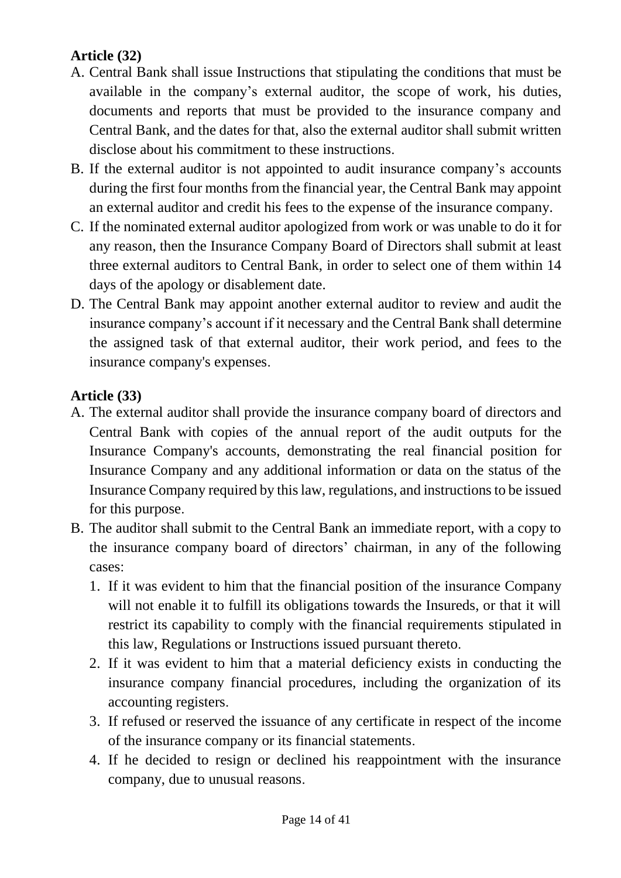**Article (32)**

A. Central Bank shall issue Instructions that stipulating the conditions that must be available in the company's external auditor, the scope of work, his duties, documents and reports that must be provided to the insurance company and Central Bank, and the dates for that, also the external auditor shall submit written disclose about his commitment to these instructions.

B. If the external auditor is not appointed to audit insurance company's accounts during the first four months from the financial year, the Central Bank may appoint an external auditor and credit his fees to the expense of the insurance company.

C. If the nominated external auditor apologized from work or was unable to do it for any reason, then the Insurance Company Board of Directors shall submit at least three external auditors to Central Bank, in order to select one of them within 14 days of the apology or disablement date.

D. The Central Bank may appoint another external auditor to review and audit the insurance company's account if it necessary and the Central Bank shall determine the assigned task of that external auditor, their work period, and fees to the insurance company's expenses.

**Article (33)**

A. The external auditor shall provide the insurance company board of directors and Central Bank with copies of the annual report of the audit outputs for the Insurance Company's accounts, demonstrating the real financial position for Insurance Company and any additional information or data on the status of the Insurance Company required by this law, regulations, and instructions to be issued for this purpose.

B. The auditor shall submit to the Central Bank an immediate report, with a copy to the insurance company board of directors' chairman, in any of the following cases:

   1. If it was evident to him that the financial position of the insurance Company will not enable it to fulfill its obligations towards the Insureds, or that it will restrict its capability to comply with the financial requirements stipulated in this law, Regulations or Instructions issued pursuant thereto.
   2. If it was evident to him that a material deficiency exists in conducting the insurance company financial procedures, including the organization of its accounting registers.
   3. If refused or reserved the issuance of any certificate in respect of the income of the insurance company or its financial statements.
   4. If he decided to resign or declined his reappointment with the insurance company, due to unusual reasons.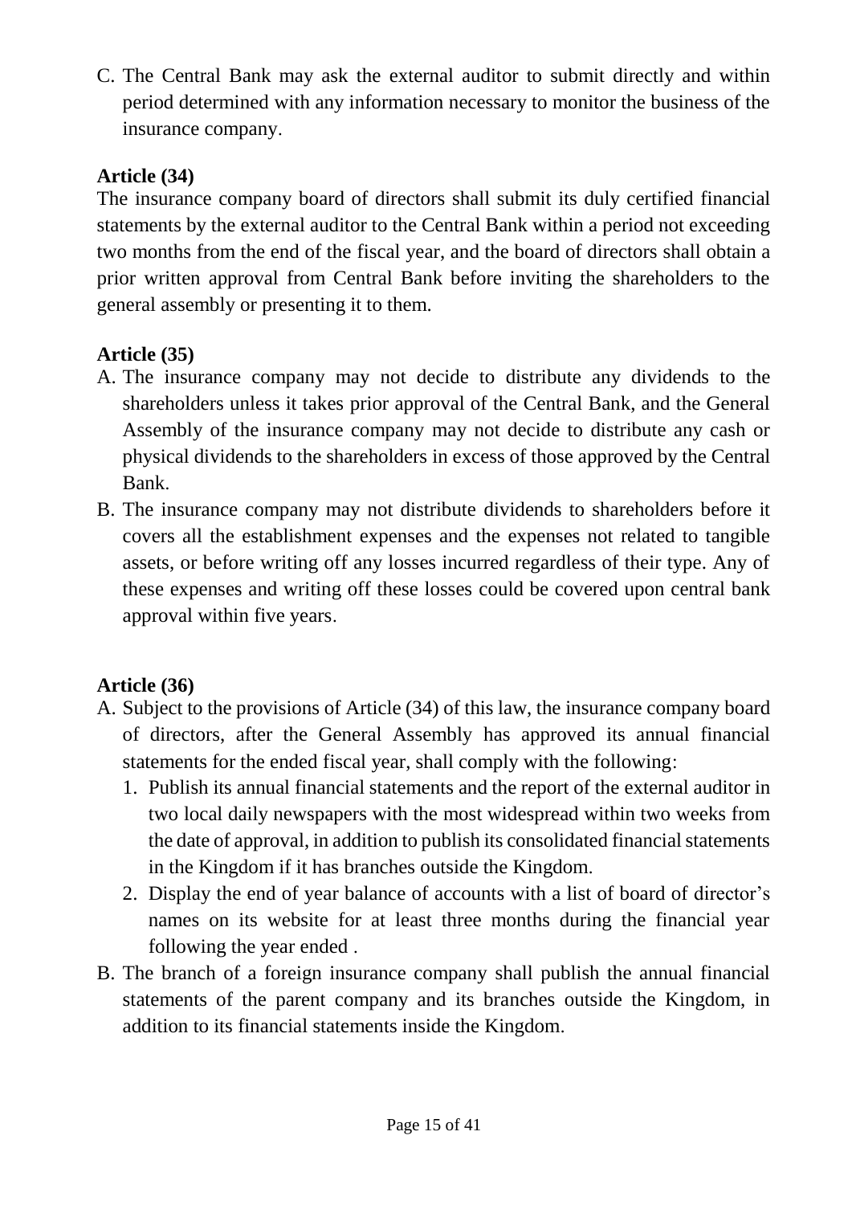C. The Central Bank may ask the external auditor to submit directly and within period determined with any information necessary to monitor the business of the insurance company.

**Article (34)**

The insurance company board of directors shall submit its duly certified financial statements by the external auditor to the Central Bank within a period not exceeding two months from the end of the fiscal year, and the board of directors shall obtain a prior written approval from Central Bank before inviting the shareholders to the general assembly or presenting it to them.

**Article (35)**

A. The insurance company may not decide to distribute any dividends to the shareholders unless it takes prior approval of the Central Bank, and the General Assembly of the insurance company may not decide to distribute any cash or physical dividends to the shareholders in excess of those approved by the Central Bank.
B. The insurance company may not distribute dividends to shareholders before it covers all the establishment expenses and the expenses not related to tangible assets, or before writing off any losses incurred regardless of their type. Any of these expenses and writing off these losses could be covered upon central bank approval within five years.

**Article (36)**

A. Subject to the provisions of Article (34) of this law, the insurance company board of directors, after the General Assembly has approved its annual financial statements for the ended fiscal year, shall comply with the following:
   1. Publish its annual financial statements and the report of the external auditor in two local daily newspapers with the most widespread within two weeks from the date of approval, in addition to publish its consolidated financial statements in the Kingdom if it has branches outside the Kingdom.
   2. Display the end of year balance of accounts with a list of board of director's names on its website for at least three months during the financial year following the year ended .
B. The branch of a foreign insurance company shall publish the annual financial statements of the parent company and its branches outside the Kingdom, in addition to its financial statements inside the Kingdom.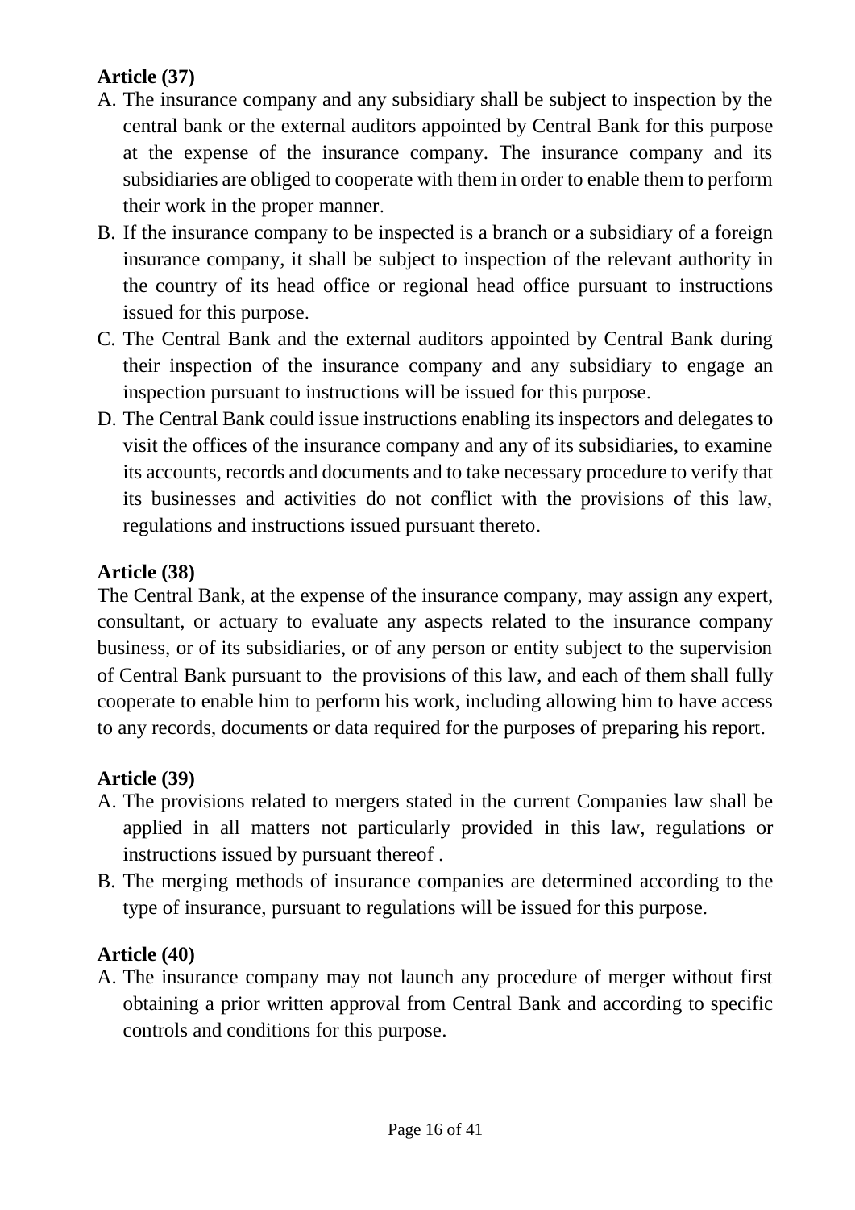**Article (37)**

A. The insurance company and any subsidiary shall be subject to inspection by the central bank or the external auditors appointed by Central Bank for this purpose at the expense of the insurance company. The insurance company and its subsidiaries are obliged to cooperate with them in order to enable them to perform their work in the proper manner.
B. If the insurance company to be inspected is a branch or a subsidiary of a foreign insurance company, it shall be subject to inspection of the relevant authority in the country of its head office or regional head office pursuant to instructions issued for this purpose.
C. The Central Bank and the external auditors appointed by Central Bank during their inspection of the insurance company and any subsidiary to engage an inspection pursuant to instructions will be issued for this purpose.
D. The Central Bank could issue instructions enabling its inspectors and delegates to visit the offices of the insurance company and any of its subsidiaries, to examine its accounts, records and documents and to take necessary procedure to verify that its businesses and activities do not conflict with the provisions of this law, regulations and instructions issued pursuant thereto.

**Article (38)**

The Central Bank, at the expense of the insurance company, may assign any expert, consultant, or actuary to evaluate any aspects related to the insurance company business, or of its subsidiaries, or of any person or entity subject to the supervision of Central Bank pursuant to the provisions of this law, and each of them shall fully cooperate to enable him to perform his work, including allowing him to have access to any records, documents or data required for the purposes of preparing his report.

**Article (39)**

A. The provisions related to mergers stated in the current Companies law shall be applied in all matters not particularly provided in this law, regulations or instructions issued by pursuant thereof .
B. The merging methods of insurance companies are determined according to the type of insurance, pursuant to regulations will be issued for this purpose.

**Article (40)**

A. The insurance company may not launch any procedure of merger without first obtaining a prior written approval from Central Bank and according to specific controls and conditions for this purpose.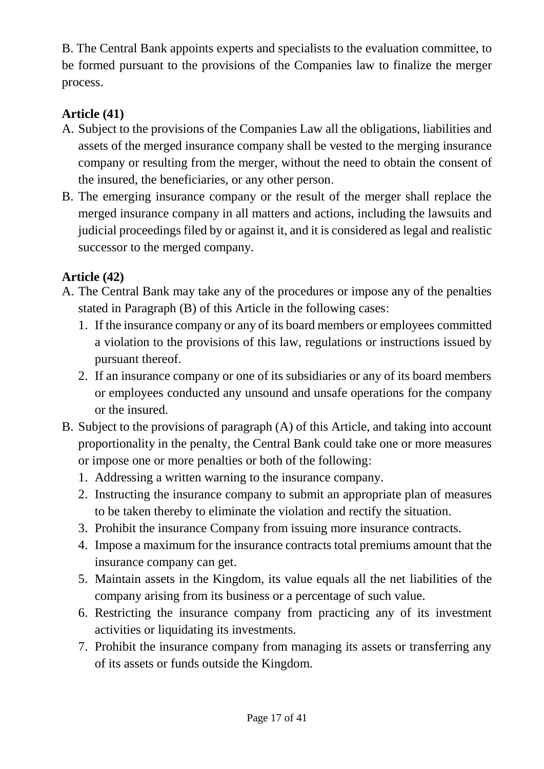B. The Central Bank appoints experts and specialists to the evaluation committee, to be formed pursuant to the provisions of the Companies law to finalize the merger process.

**Article (41)**

A. Subject to the provisions of the Companies Law all the obligations, liabilities and assets of the merged insurance company shall be vested to the merging insurance company or resulting from the merger, without the need to obtain the consent of the insured, the beneficiaries, or any other person.
B. The emerging insurance company or the result of the merger shall replace the merged insurance company in all matters and actions, including the lawsuits and judicial proceedings filed by or against it, and it is considered as legal and realistic successor to the merged company.

**Article (42)**

A. The Central Bank may take any of the procedures or impose any of the penalties stated in Paragraph (B) of this Article in the following cases:
   1. If the insurance company or any of its board members or employees committed a violation to the provisions of this law, regulations or instructions issued by pursuant thereof.
   2. If an insurance company or one of its subsidiaries or any of its board members or employees conducted any unsound and unsafe operations for the company or the insured.
B. Subject to the provisions of paragraph (A) of this Article, and taking into account proportionality in the penalty, the Central Bank could take one or more measures or impose one or more penalties or both of the following:
   1. Addressing a written warning to the insurance company.
   2. Instructing the insurance company to submit an appropriate plan of measures to be taken thereby to eliminate the violation and rectify the situation.
   3. Prohibit the insurance Company from issuing more insurance contracts.
   4. Impose a maximum for the insurance contracts total premiums amount that the insurance company can get.
   5. Maintain assets in the Kingdom, its value equals all the net liabilities of the company arising from its business or a percentage of such value.
   6. Restricting the insurance company from practicing any of its investment activities or liquidating its investments.
   7. Prohibit the insurance company from managing its assets or transferring any of its assets or funds outside the Kingdom.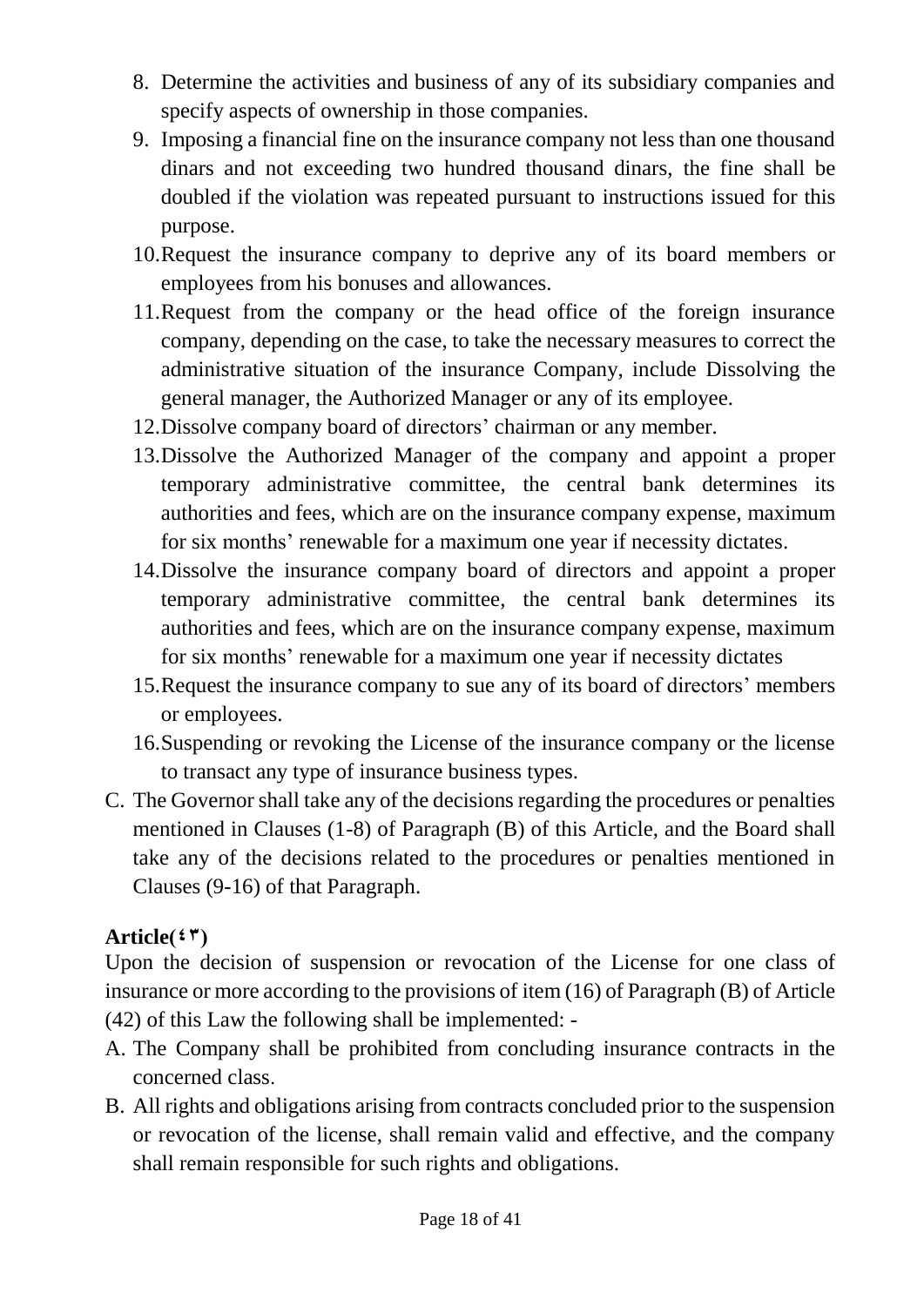8. Determine the activities and business of any of its subsidiary companies and specify aspects of ownership in those companies.
9. Imposing a financial fine on the insurance company not less than one thousand dinars and not exceeding two hundred thousand dinars, the fine shall be doubled if the violation was repeated pursuant to instructions issued for this purpose.
10. Request the insurance company to deprive any of its board members or employees from his bonuses and allowances.
11. Request from the company or the head office of the foreign insurance company, depending on the case, to take the necessary measures to correct the administrative situation of the insurance Company, include Dissolving the general manager, the Authorized Manager or any of its employee.
12. Dissolve company board of directors' chairman or any member.
13. Dissolve the Authorized Manager of the company and appoint a proper temporary administrative committee, the central bank determines its authorities and fees, which are on the insurance company expense, maximum for six months' renewable for a maximum one year if necessity dictates.
14. Dissolve the insurance company board of directors and appoint a proper temporary administrative committee, the central bank determines its authorities and fees, which are on the insurance company expense, maximum for six months' renewable for a maximum one year if necessity dictates
15. Request the insurance company to sue any of its board of directors' members or employees.
16. Suspending or revoking the License of the insurance company or the license to transact any type of insurance business types.

C. The Governor shall take any of the decisions regarding the procedures or penalties mentioned in Clauses (1-8) of Paragraph (B) of this Article, and the Board shall take any of the decisions related to the procedures or penalties mentioned in Clauses (9-16) of that Paragraph.

**Article(٤٣)**

Upon the decision of suspension or revocation of the License for one class of insurance or more according to the provisions of item (16) of Paragraph (B) of Article (42) of this Law the following shall be implemented: -

A. The Company shall be prohibited from concluding insurance contracts in the concerned class.
B. All rights and obligations arising from contracts concluded prior to the suspension or revocation of the license, shall remain valid and effective, and the company shall remain responsible for such rights and obligations.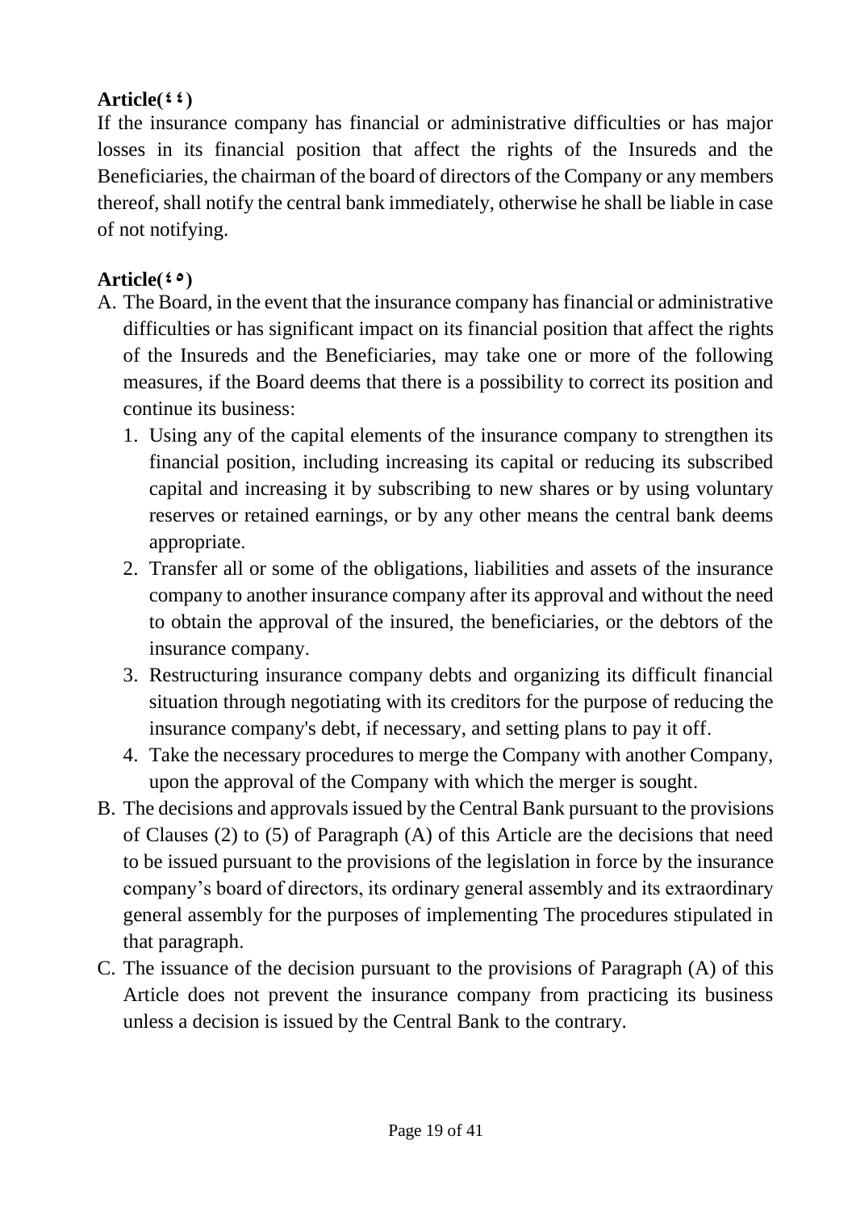**Article(٤٤)**

If the insurance company has financial or administrative difficulties or has major losses in its financial position that affect the rights of the Insureds and the Beneficiaries, the chairman of the board of directors of the Company or any members thereof, shall notify the central bank immediately, otherwise he shall be liable in case of not notifying.

**Article(٤٥)**

A. The Board, in the event that the insurance company has financial or administrative difficulties or has significant impact on its financial position that affect the rights of the Insureds and the Beneficiaries, may take one or more of the following measures, if the Board deems that there is a possibility to correct its position and continue its business:
   1. Using any of the capital elements of the insurance company to strengthen its financial position, including increasing its capital or reducing its subscribed capital and increasing it by subscribing to new shares or by using voluntary reserves or retained earnings, or by any other means the central bank deems appropriate.
   2. Transfer all or some of the obligations, liabilities and assets of the insurance company to another insurance company after its approval and without the need to obtain the approval of the insured, the beneficiaries, or the debtors of the insurance company.
   3. Restructuring insurance company debts and organizing its difficult financial situation through negotiating with its creditors for the purpose of reducing the insurance company's debt, if necessary, and setting plans to pay it off.
   4. Take the necessary procedures to merge the Company with another Company, upon the approval of the Company with which the merger is sought.
B. The decisions and approvals issued by the Central Bank pursuant to the provisions of Clauses (2) to (5) of Paragraph (A) of this Article are the decisions that need to be issued pursuant to the provisions of the legislation in force by the insurance company's board of directors, its ordinary general assembly and its extraordinary general assembly for the purposes of implementing The procedures stipulated in that paragraph.
C. The issuance of the decision pursuant to the provisions of Paragraph (A) of this Article does not prevent the insurance company from practicing its business unless a decision is issued by the Central Bank to the contrary.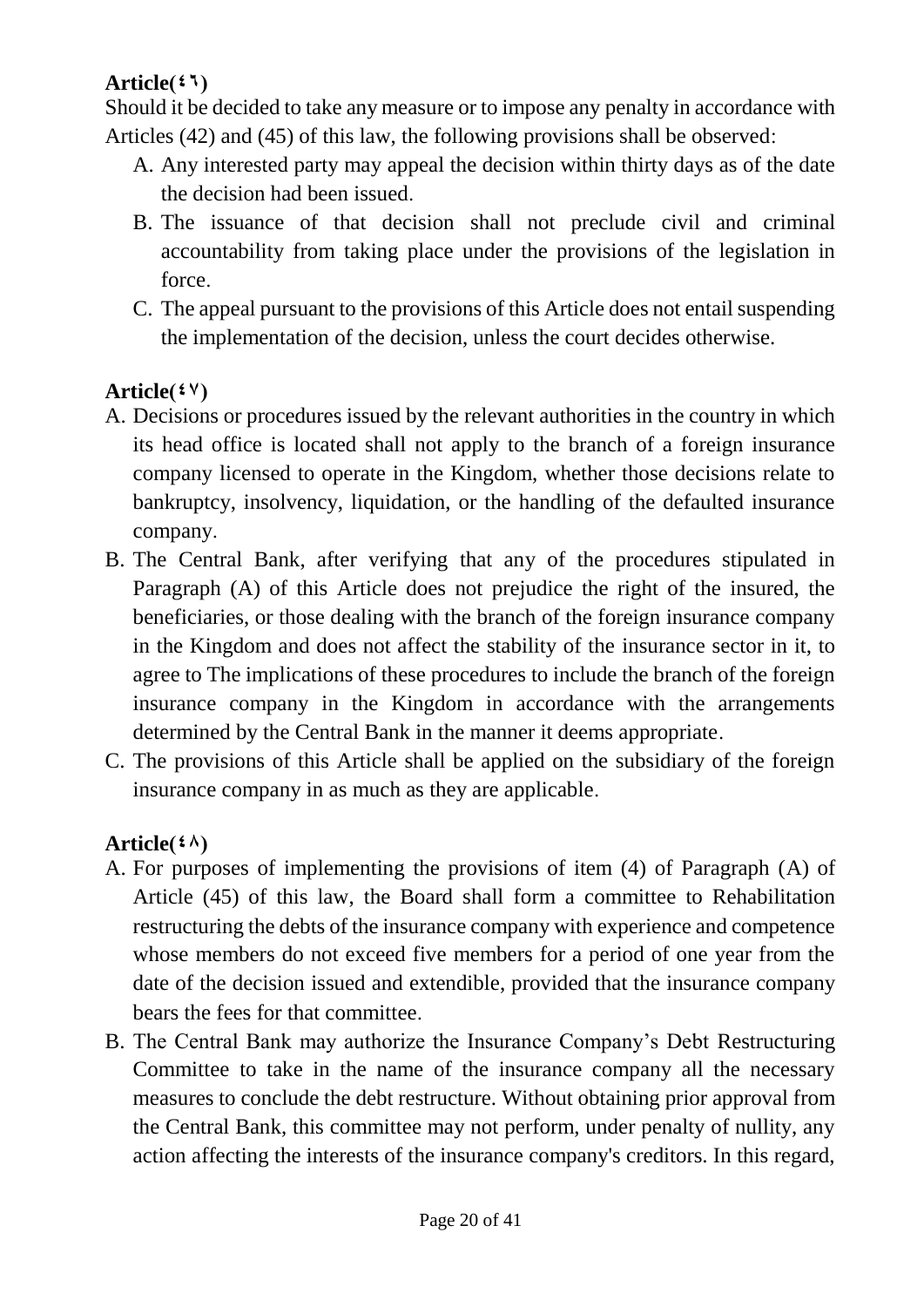**Article(٤٦)**

Should it be decided to take any measure or to impose any penalty in accordance with Articles (42) and (45) of this law, the following provisions shall be observed:

A. Any interested party may appeal the decision within thirty days as of the date the decision had been issued.
B. The issuance of that decision shall not preclude civil and criminal accountability from taking place under the provisions of the legislation in force.
C. The appeal pursuant to the provisions of this Article does not entail suspending the implementation of the decision, unless the court decides otherwise.

**Article(٤٧)**

A. Decisions or procedures issued by the relevant authorities in the country in which its head office is located shall not apply to the branch of a foreign insurance company licensed to operate in the Kingdom, whether those decisions relate to bankruptcy, insolvency, liquidation, or the handling of the defaulted insurance company.
B. The Central Bank, after verifying that any of the procedures stipulated in Paragraph (A) of this Article does not prejudice the right of the insured, the beneficiaries, or those dealing with the branch of the foreign insurance company in the Kingdom and does not affect the stability of the insurance sector in it, to agree to The implications of these procedures to include the branch of the foreign insurance company in the Kingdom in accordance with the arrangements determined by the Central Bank in the manner it deems appropriate.
C. The provisions of this Article shall be applied on the subsidiary of the foreign insurance company in as much as they are applicable.

**Article(٤٨)**

A. For purposes of implementing the provisions of item (4) of Paragraph (A) of Article (45) of this law, the Board shall form a committee to Rehabilitation restructuring the debts of the insurance company with experience and competence whose members do not exceed five members for a period of one year from the date of the decision issued and extendible, provided that the insurance company bears the fees for that committee.
B. The Central Bank may authorize the Insurance Company's Debt Restructuring Committee to take in the name of the insurance company all the necessary measures to conclude the debt restructure. Without obtaining prior approval from the Central Bank, this committee may not perform, under penalty of nullity, any action affecting the interests of the insurance company's creditors. In this regard,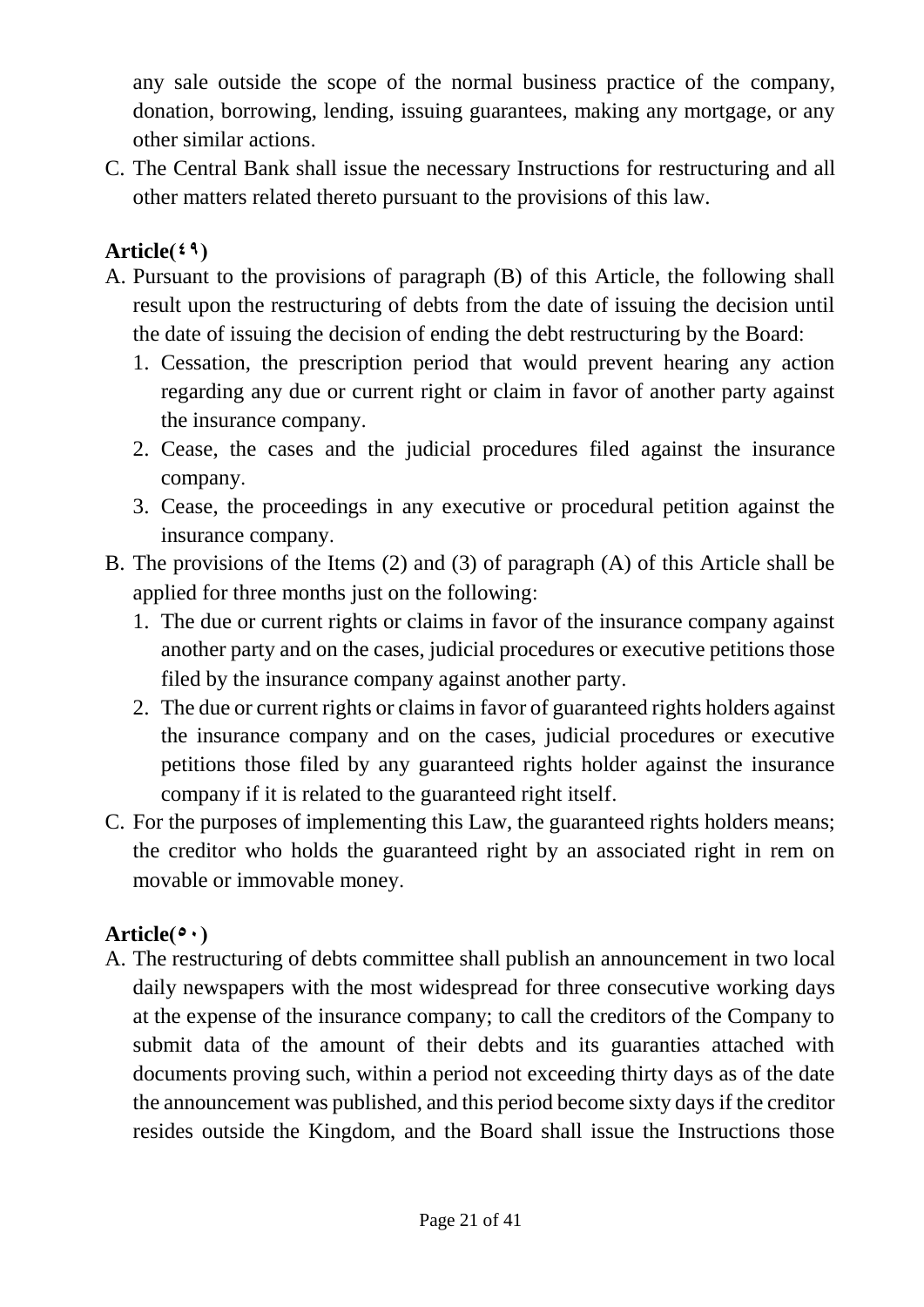any sale outside the scope of the normal business practice of the company, donation, borrowing, lending, issuing guarantees, making any mortgage, or any other similar actions.

C. The Central Bank shall issue the necessary Instructions for restructuring and all other matters related thereto pursuant to the provisions of this law.

**Article(٤٩)**

A. Pursuant to the provisions of paragraph (B) of this Article, the following shall result upon the restructuring of debts from the date of issuing the decision until the date of issuing the decision of ending the debt restructuring by the Board:
   1. Cessation, the prescription period that would prevent hearing any action regarding any due or current right or claim in favor of another party against the insurance company.
   2. Cease, the cases and the judicial procedures filed against the insurance company.
   3. Cease, the proceedings in any executive or procedural petition against the insurance company.
B. The provisions of the Items (2) and (3) of paragraph (A) of this Article shall be applied for three months just on the following:
   1. The due or current rights or claims in favor of the insurance company against another party and on the cases, judicial procedures or executive petitions those filed by the insurance company against another party.
   2. The due or current rights or claims in favor of guaranteed rights holders against the insurance company and on the cases, judicial procedures or executive petitions those filed by any guaranteed rights holder against the insurance company if it is related to the guaranteed right itself.
C. For the purposes of implementing this Law, the guaranteed rights holders means; the creditor who holds the guaranteed right by an associated right in rem on movable or immovable money.

**Article(٥٠)**

A. The restructuring of debts committee shall publish an announcement in two local daily newspapers with the most widespread for three consecutive working days at the expense of the insurance company; to call the creditors of the Company to submit data of the amount of their debts and its guaranties attached with documents proving such, within a period not exceeding thirty days as of the date the announcement was published, and this period become sixty days if the creditor resides outside the Kingdom, and the Board shall issue the Instructions those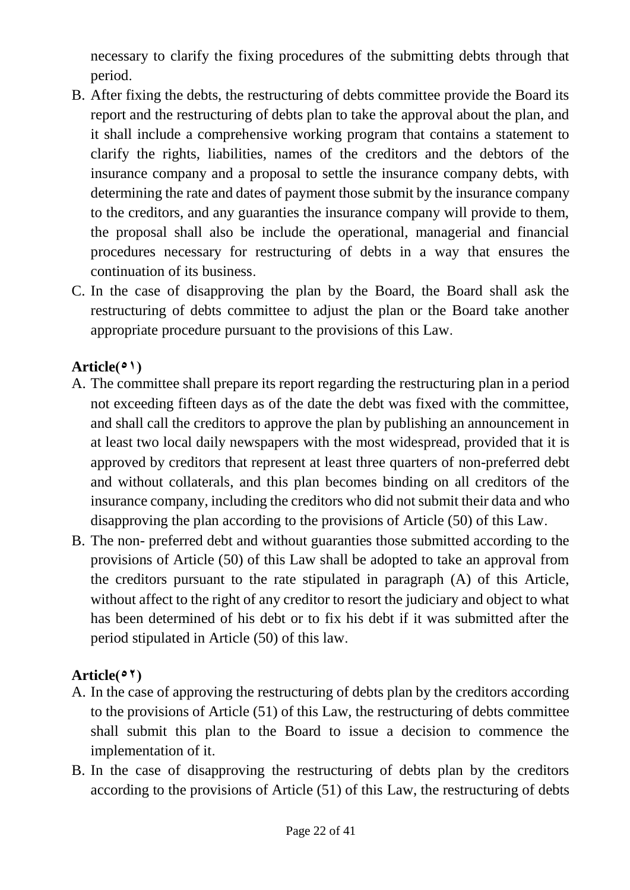necessary to clarify the fixing procedures of the submitting debts through that period.

B. After fixing the debts, the restructuring of debts committee provide the Board its report and the restructuring of debts plan to take the approval about the plan, and it shall include a comprehensive working program that contains a statement to clarify the rights, liabilities, names of the creditors and the debtors of the insurance company and a proposal to settle the insurance company debts, with determining the rate and dates of payment those submit by the insurance company to the creditors, and any guaranties the insurance company will provide to them, the proposal shall also be include the operational, managerial and financial procedures necessary for restructuring of debts in a way that ensures the continuation of its business.

C. In the case of disapproving the plan by the Board, the Board shall ask the restructuring of debts committee to adjust the plan or the Board take another appropriate procedure pursuant to the provisions of this Law.

**Article(٥١)**

A. The committee shall prepare its report regarding the restructuring plan in a period not exceeding fifteen days as of the date the debt was fixed with the committee, and shall call the creditors to approve the plan by publishing an announcement in at least two local daily newspapers with the most widespread, provided that it is approved by creditors that represent at least three quarters of non-preferred debt and without collaterals, and this plan becomes binding on all creditors of the insurance company, including the creditors who did not submit their data and who disapproving the plan according to the provisions of Article (50) of this Law.

B. The non- preferred debt and without guaranties those submitted according to the provisions of Article (50) of this Law shall be adopted to take an approval from the creditors pursuant to the rate stipulated in paragraph (A) of this Article, without affect to the right of any creditor to resort the judiciary and object to what has been determined of his debt or to fix his debt if it was submitted after the period stipulated in Article (50) of this law.

**Article(٥٢)**

A. In the case of approving the restructuring of debts plan by the creditors according to the provisions of Article (51) of this Law, the restructuring of debts committee shall submit this plan to the Board to issue a decision to commence the implementation of it.

B. In the case of disapproving the restructuring of debts plan by the creditors according to the provisions of Article (51) of this Law, the restructuring of debts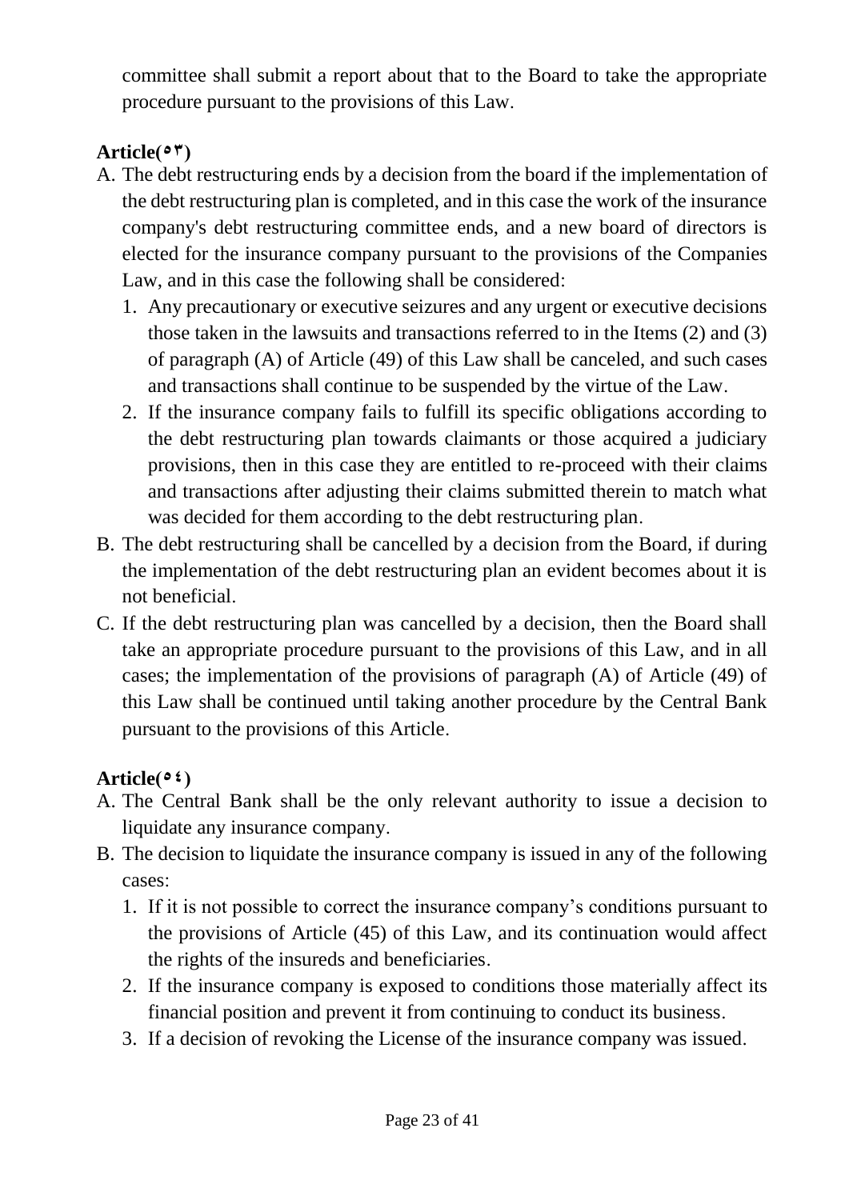committee shall submit a report about that to the Board to take the appropriate procedure pursuant to the provisions of this Law.

### Article(٥٣)

A. The debt restructuring ends by a decision from the board if the implementation of the debt restructuring plan is completed, and in this case the work of the insurance company's debt restructuring committee ends, and a new board of directors is elected for the insurance company pursuant to the provisions of the Companies Law, and in this case the following shall be considered:
   1. Any precautionary or executive seizures and any urgent or executive decisions those taken in the lawsuits and transactions referred to in the Items (2) and (3) of paragraph (A) of Article (49) of this Law shall be canceled, and such cases and transactions shall continue to be suspended by the virtue of the Law.
   2. If the insurance company fails to fulfill its specific obligations according to the debt restructuring plan towards claimants or those acquired a judiciary provisions, then in this case they are entitled to re-proceed with their claims and transactions after adjusting their claims submitted therein to match what was decided for them according to the debt restructuring plan.
B. The debt restructuring shall be cancelled by a decision from the Board, if during the implementation of the debt restructuring plan an evident becomes about it is not beneficial.
C. If the debt restructuring plan was cancelled by a decision, then the Board shall take an appropriate procedure pursuant to the provisions of this Law, and in all cases; the implementation of the provisions of paragraph (A) of Article (49) of this Law shall be continued until taking another procedure by the Central Bank pursuant to the provisions of this Article.

### Article(٥٤)

A. The Central Bank shall be the only relevant authority to issue a decision to liquidate any insurance company.
B. The decision to liquidate the insurance company is issued in any of the following cases:
   1. If it is not possible to correct the insurance company's conditions pursuant to the provisions of Article (45) of this Law, and its continuation would affect the rights of the insureds and beneficiaries.
   2. If the insurance company is exposed to conditions those materially affect its financial position and prevent it from continuing to conduct its business.
   3. If a decision of revoking the License of the insurance company was issued.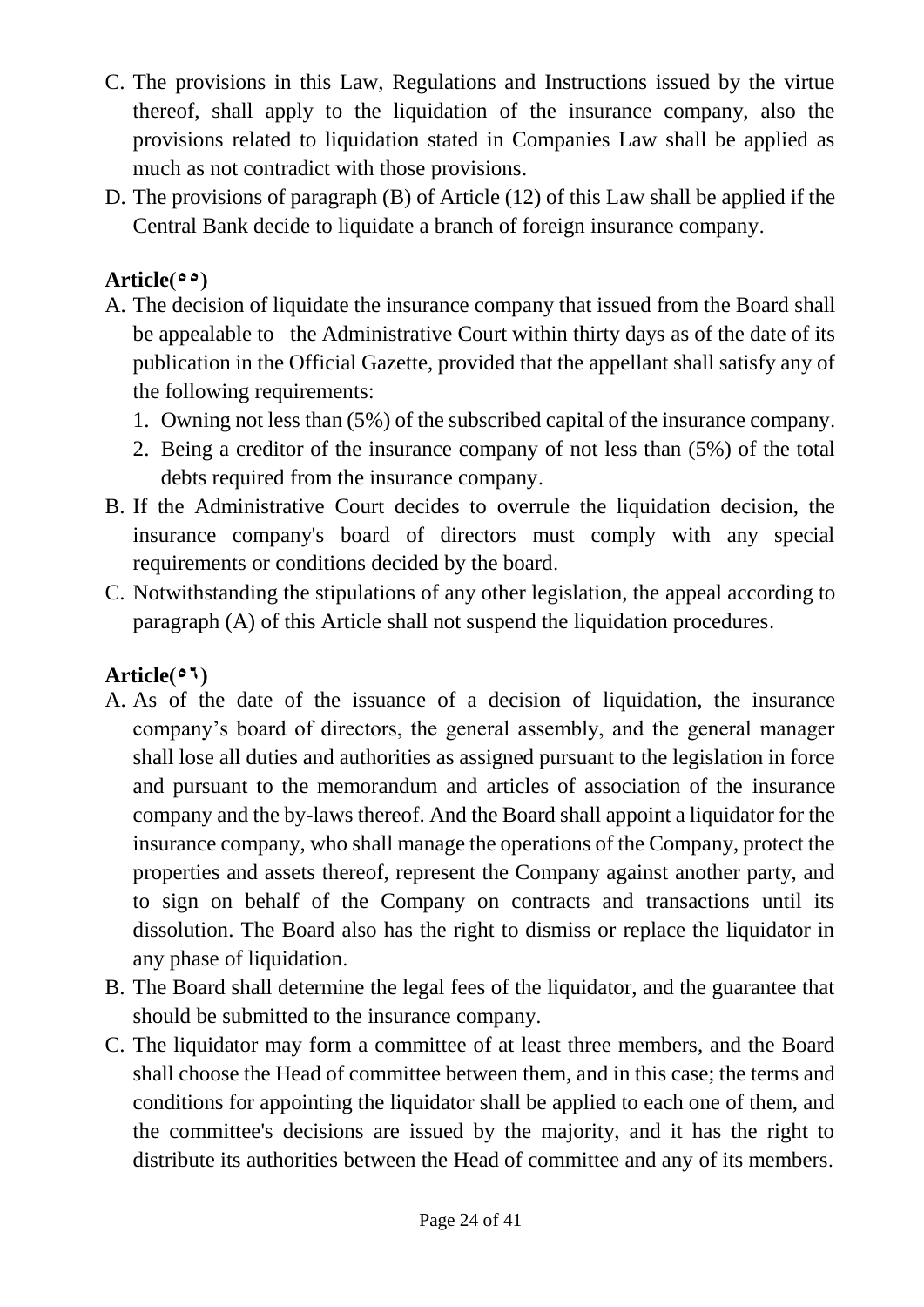C. The provisions in this Law, Regulations and Instructions issued by the virtue thereof, shall apply to the liquidation of the insurance company, also the provisions related to liquidation stated in Companies Law shall be applied as much as not contradict with those provisions.
D. The provisions of paragraph (B) of Article (12) of this Law shall be applied if the Central Bank decide to liquidate a branch of foreign insurance company.

**Article(٥٥)**

A. The decision of liquidate the insurance company that issued from the Board shall be appealable to the Administrative Court within thirty days as of the date of its publication in the Official Gazette, provided that the appellant shall satisfy any of the following requirements:
   1. Owning not less than (5%) of the subscribed capital of the insurance company.
   2. Being a creditor of the insurance company of not less than (5%) of the total debts required from the insurance company.
B. If the Administrative Court decides to overrule the liquidation decision, the insurance company's board of directors must comply with any special requirements or conditions decided by the board.
C. Notwithstanding the stipulations of any other legislation, the appeal according to paragraph (A) of this Article shall not suspend the liquidation procedures.

**Article(٥٦)**

A. As of the date of the issuance of a decision of liquidation, the insurance company's board of directors, the general assembly, and the general manager shall lose all duties and authorities as assigned pursuant to the legislation in force and pursuant to the memorandum and articles of association of the insurance company and the by-laws thereof. And the Board shall appoint a liquidator for the insurance company, who shall manage the operations of the Company, protect the properties and assets thereof, represent the Company against another party, and to sign on behalf of the Company on contracts and transactions until its dissolution. The Board also has the right to dismiss or replace the liquidator in any phase of liquidation.
B. The Board shall determine the legal fees of the liquidator, and the guarantee that should be submitted to the insurance company.
C. The liquidator may form a committee of at least three members, and the Board shall choose the Head of committee between them, and in this case; the terms and conditions for appointing the liquidator shall be applied to each one of them, and the committee's decisions are issued by the majority, and it has the right to distribute its authorities between the Head of committee and any of its members.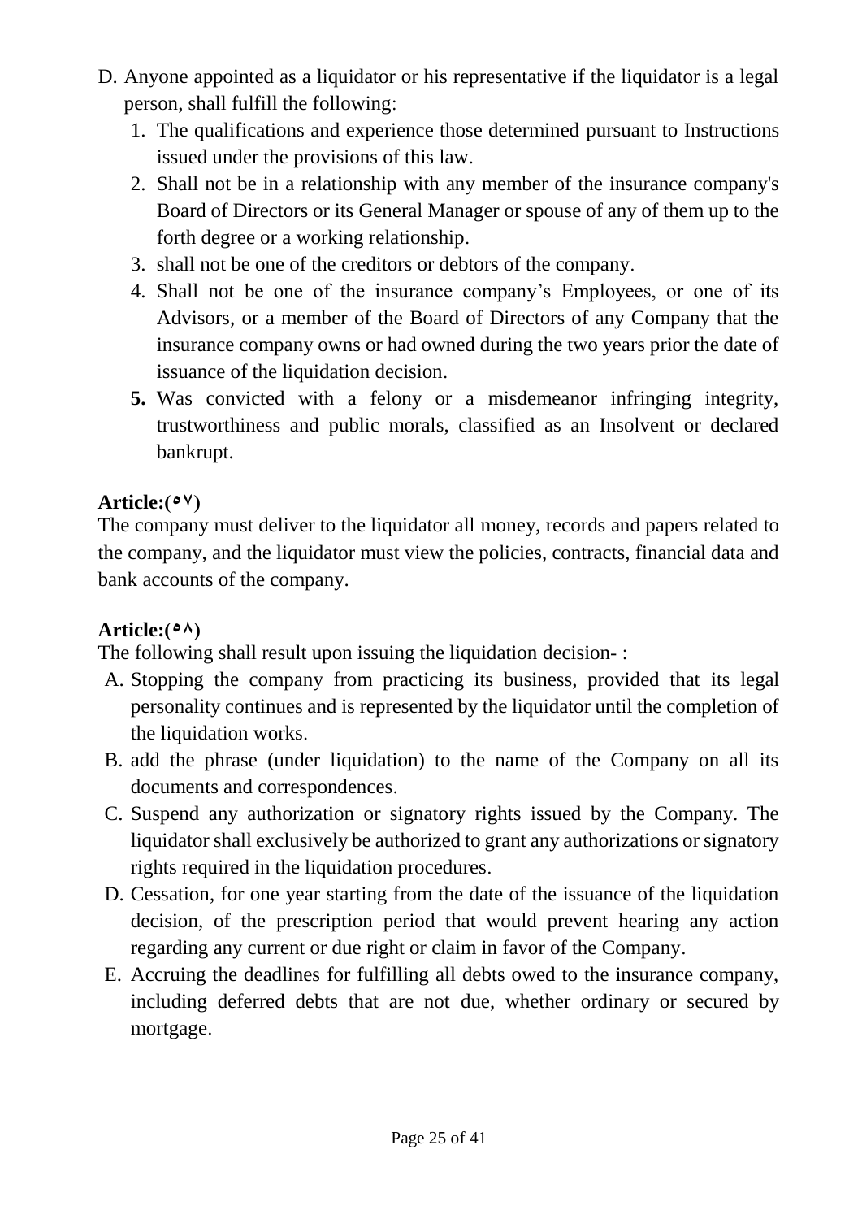D. Anyone appointed as a liquidator or his representative if the liquidator is a legal person, shall fulfill the following:

1. The qualifications and experience those determined pursuant to Instructions issued under the provisions of this law.
2. Shall not be in a relationship with any member of the insurance company's Board of Directors or its General Manager or spouse of any of them up to the forth degree or a working relationship.
3. shall not be one of the creditors or debtors of the company.
4. Shall not be one of the insurance company's Employees, or one of its Advisors, or a member of the Board of Directors of any Company that the insurance company owns or had owned during the two years prior the date of issuance of the liquidation decision.
5. Was convicted with a felony or a misdemeanor infringing integrity, trustworthiness and public morals, classified as an Insolvent or declared bankrupt.

**Article:(٥٧)**

The company must deliver to the liquidator all money, records and papers related to the company, and the liquidator must view the policies, contracts, financial data and bank accounts of the company.

**Article:(٥٨)**

The following shall result upon issuing the liquidation decision- :

A. Stopping the company from practicing its business, provided that its legal personality continues and is represented by the liquidator until the completion of the liquidation works.
B. add the phrase (under liquidation) to the name of the Company on all its documents and correspondences.
C. Suspend any authorization or signatory rights issued by the Company. The liquidator shall exclusively be authorized to grant any authorizations or signatory rights required in the liquidation procedures.
D. Cessation, for one year starting from the date of the issuance of the liquidation decision, of the prescription period that would prevent hearing any action regarding any current or due right or claim in favor of the Company.
E. Accruing the deadlines for fulfilling all debts owed to the insurance company, including deferred debts that are not due, whether ordinary or secured by mortgage.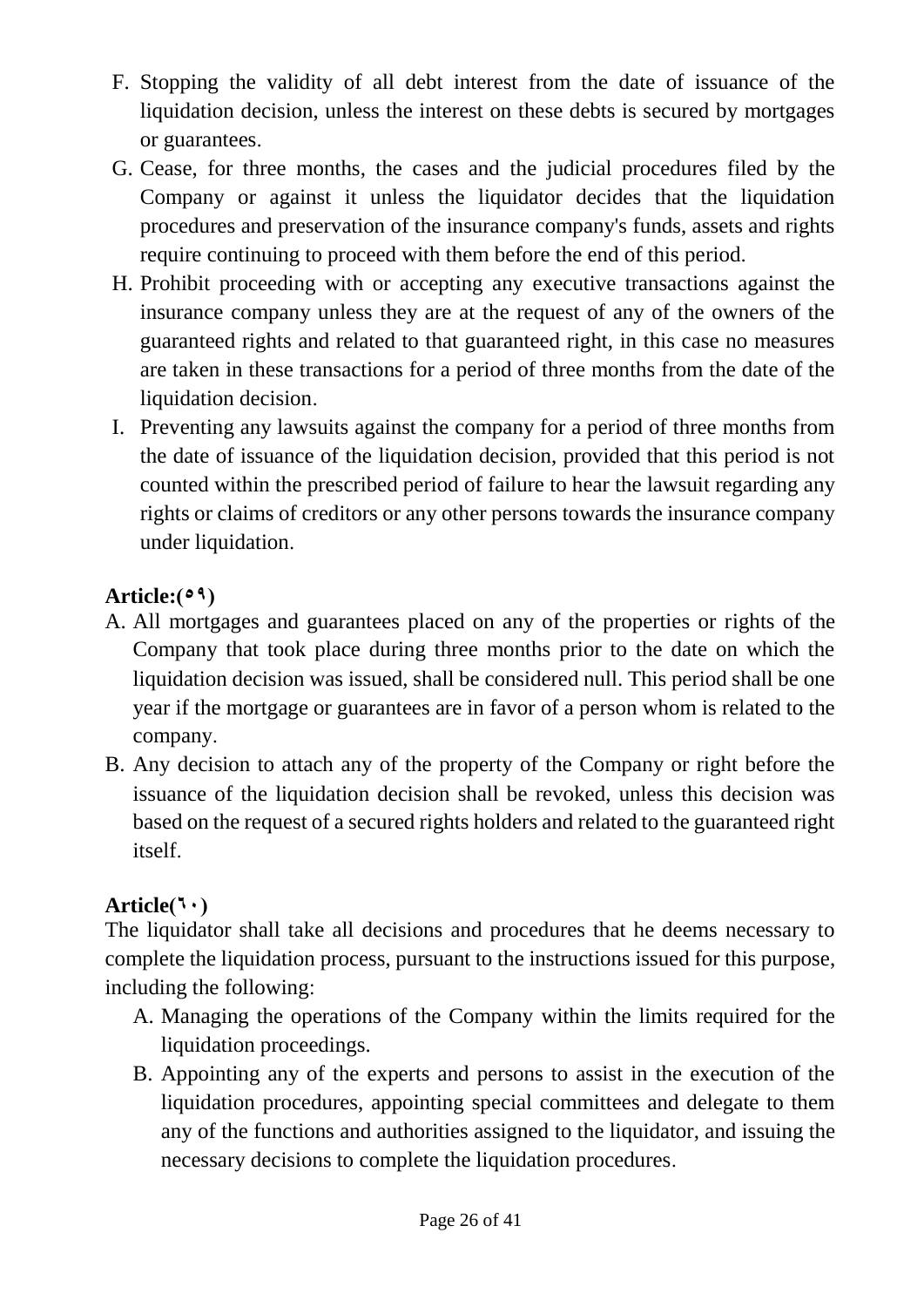F. Stopping the validity of all debt interest from the date of issuance of the liquidation decision, unless the interest on these debts is secured by mortgages or guarantees.

G. Cease, for three months, the cases and the judicial procedures filed by the Company or against it unless the liquidator decides that the liquidation procedures and preservation of the insurance company's funds, assets and rights require continuing to proceed with them before the end of this period.

H. Prohibit proceeding with or accepting any executive transactions against the insurance company unless they are at the request of any of the owners of the guaranteed rights and related to that guaranteed right, in this case no measures are taken in these transactions for a period of three months from the date of the liquidation decision.

I. Preventing any lawsuits against the company for a period of three months from the date of issuance of the liquidation decision, provided that this period is not counted within the prescribed period of failure to hear the lawsuit regarding any rights or claims of creditors or any other persons towards the insurance company under liquidation.

**Article:(٥٩)**

A. All mortgages and guarantees placed on any of the properties or rights of the Company that took place during three months prior to the date on which the liquidation decision was issued, shall be considered null. This period shall be one year if the mortgage or guarantees are in favor of a person whom is related to the company.

B. Any decision to attach any of the property of the Company or right before the issuance of the liquidation decision shall be revoked, unless this decision was based on the request of a secured rights holders and related to the guaranteed right itself.

**Article(٦٠)**

The liquidator shall take all decisions and procedures that he deems necessary to complete the liquidation process, pursuant to the instructions issued for this purpose, including the following:

A. Managing the operations of the Company within the limits required for the liquidation proceedings.

B. Appointing any of the experts and persons to assist in the execution of the liquidation procedures, appointing special committees and delegate to them any of the functions and authorities assigned to the liquidator, and issuing the necessary decisions to complete the liquidation procedures.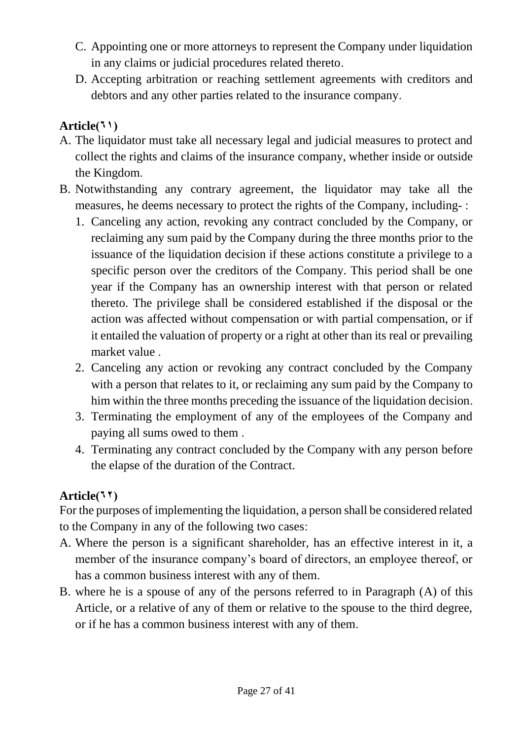C. Appointing one or more attorneys to represent the Company under liquidation in any claims or judicial procedures related thereto.

D. Accepting arbitration or reaching settlement agreements with creditors and debtors and any other parties related to the insurance company.

**Article(٦١)**

A. The liquidator must take all necessary legal and judicial measures to protect and collect the rights and claims of the insurance company, whether inside or outside the Kingdom.

B. Notwithstanding any contrary agreement, the liquidator may take all the measures, he deems necessary to protect the rights of the Company, including- :

   1. Canceling any action, revoking any contract concluded by the Company, or reclaiming any sum paid by the Company during the three months prior to the issuance of the liquidation decision if these actions constitute a privilege to a specific person over the creditors of the Company. This period shall be one year if the Company has an ownership interest with that person or related thereto. The privilege shall be considered established if the disposal or the action was affected without compensation or with partial compensation, or if it entailed the valuation of property or a right at other than its real or prevailing market value .
   2. Canceling any action or revoking any contract concluded by the Company with a person that relates to it, or reclaiming any sum paid by the Company to him within the three months preceding the issuance of the liquidation decision.
   3. Terminating the employment of any of the employees of the Company and paying all sums owed to them .
   4. Terminating any contract concluded by the Company with any person before the elapse of the duration of the Contract.

**Article(٦٢)**

For the purposes of implementing the liquidation, a person shall be considered related to the Company in any of the following two cases:

A. Where the person is a significant shareholder, has an effective interest in it, a member of the insurance company's board of directors, an employee thereof, or has a common business interest with any of them.

B. where he is a spouse of any of the persons referred to in Paragraph (A) of this Article, or a relative of any of them or relative to the spouse to the third degree, or if he has a common business interest with any of them.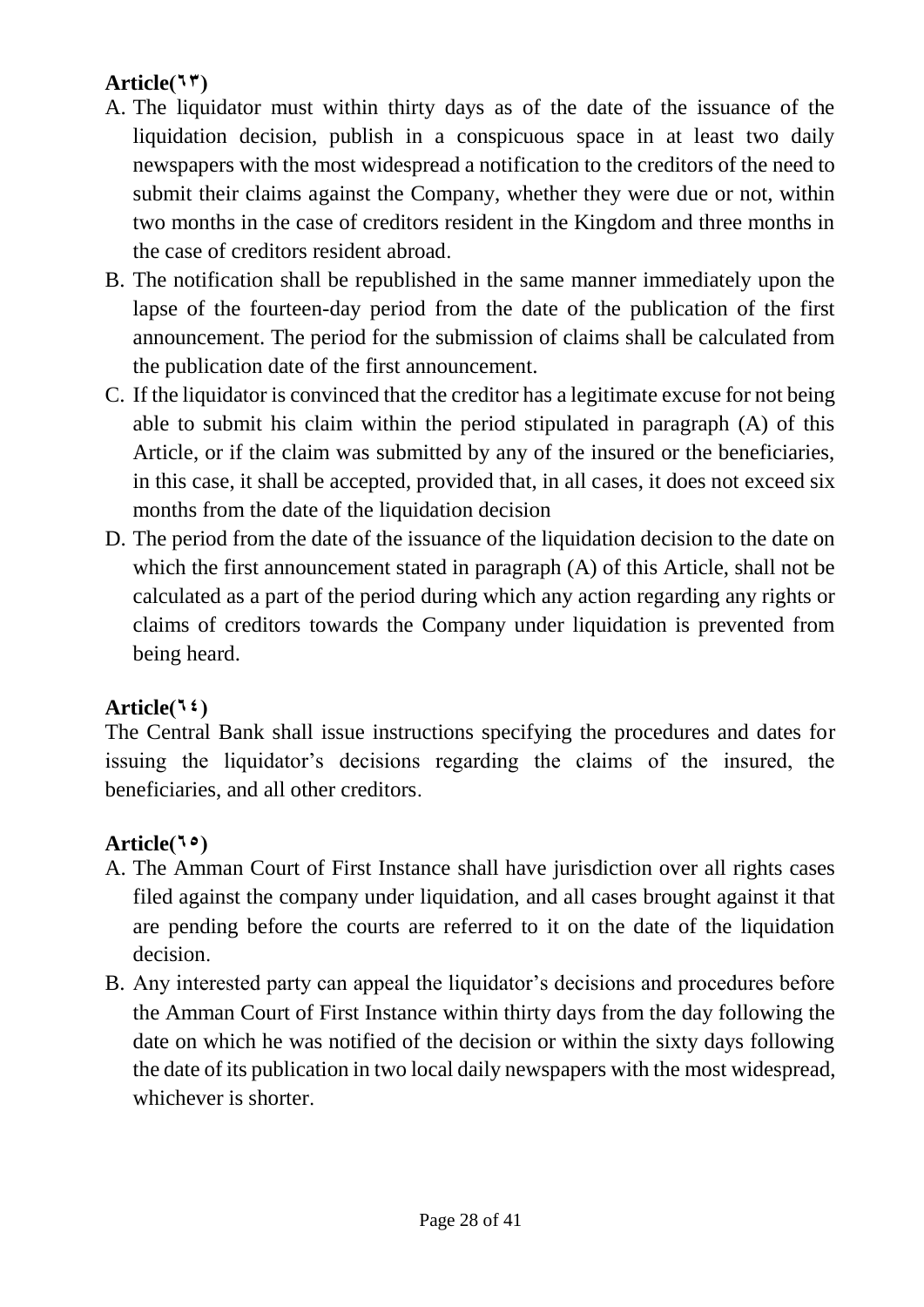**Article(٦٣)**

A. The liquidator must within thirty days as of the date of the issuance of the liquidation decision, publish in a conspicuous space in at least two daily newspapers with the most widespread a notification to the creditors of the need to submit their claims against the Company, whether they were due or not, within two months in the case of creditors resident in the Kingdom and three months in the case of creditors resident abroad.
B. The notification shall be republished in the same manner immediately upon the lapse of the fourteen-day period from the date of the publication of the first announcement. The period for the submission of claims shall be calculated from the publication date of the first announcement.
C. If the liquidator is convinced that the creditor has a legitimate excuse for not being able to submit his claim within the period stipulated in paragraph (A) of this Article, or if the claim was submitted by any of the insured or the beneficiaries, in this case, it shall be accepted, provided that, in all cases, it does not exceed six months from the date of the liquidation decision
D. The period from the date of the issuance of the liquidation decision to the date on which the first announcement stated in paragraph (A) of this Article, shall not be calculated as a part of the period during which any action regarding any rights or claims of creditors towards the Company under liquidation is prevented from being heard.

**Article(٦٤)**

The Central Bank shall issue instructions specifying the procedures and dates for issuing the liquidator's decisions regarding the claims of the insured, the beneficiaries, and all other creditors.

**Article(٦٥)**

A. The Amman Court of First Instance shall have jurisdiction over all rights cases filed against the company under liquidation, and all cases brought against it that are pending before the courts are referred to it on the date of the liquidation decision.
B. Any interested party can appeal the liquidator's decisions and procedures before the Amman Court of First Instance within thirty days from the day following the date on which he was notified of the decision or within the sixty days following the date of its publication in two local daily newspapers with the most widespread, whichever is shorter.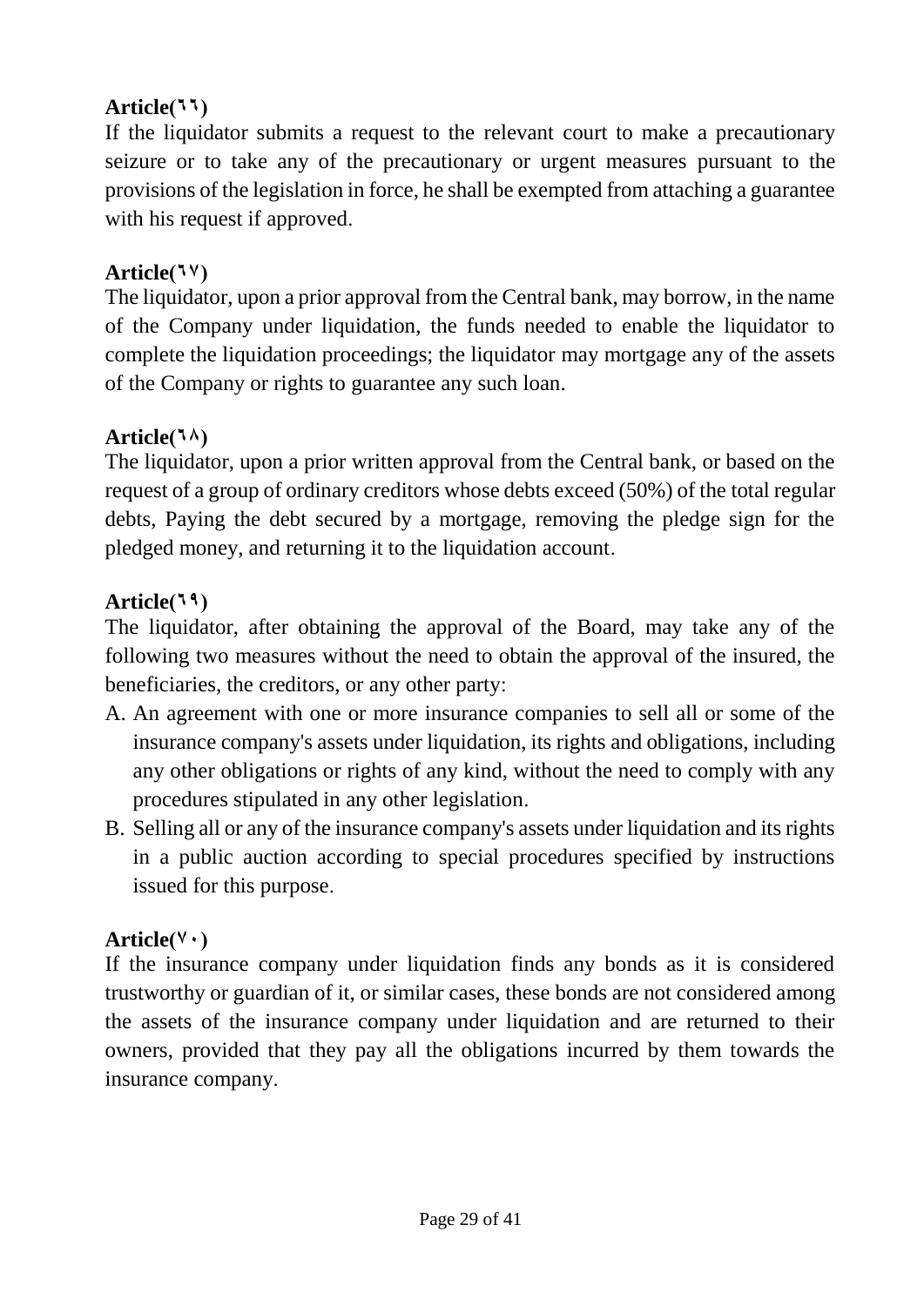**Article(٦٦)**

If the liquidator submits a request to the relevant court to make a precautionary seizure or to take any of the precautionary or urgent measures pursuant to the provisions of the legislation in force, he shall be exempted from attaching a guarantee with his request if approved.

**Article(٦٧)**

The liquidator, upon a prior approval from the Central bank, may borrow, in the name of the Company under liquidation, the funds needed to enable the liquidator to complete the liquidation proceedings; the liquidator may mortgage any of the assets of the Company or rights to guarantee any such loan.

**Article(٦٨)**

The liquidator, upon a prior written approval from the Central bank, or based on the request of a group of ordinary creditors whose debts exceed (50%) of the total regular debts, Paying the debt secured by a mortgage, removing the pledge sign for the pledged money, and returning it to the liquidation account.

**Article(٦٩)**

The liquidator, after obtaining the approval of the Board, may take any of the following two measures without the need to obtain the approval of the insured, the beneficiaries, the creditors, or any other party:

A. An agreement with one or more insurance companies to sell all or some of the insurance company's assets under liquidation, its rights and obligations, including any other obligations or rights of any kind, without the need to comply with any procedures stipulated in any other legislation.
B. Selling all or any of the insurance company's assets under liquidation and its rights in a public auction according to special procedures specified by instructions issued for this purpose.

**Article(٧٠)**

If the insurance company under liquidation finds any bonds as it is considered trustworthy or guardian of it, or similar cases, these bonds are not considered among the assets of the insurance company under liquidation and are returned to their owners, provided that they pay all the obligations incurred by them towards the insurance company.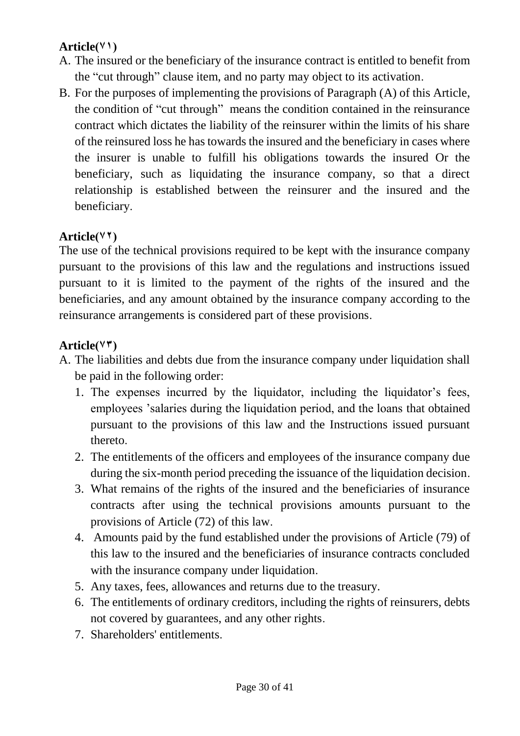**Article(٧١)**

A. The insured or the beneficiary of the insurance contract is entitled to benefit from the "cut through" clause item, and no party may object to its activation.

B. For the purposes of implementing the provisions of Paragraph (A) of this Article, the condition of "cut through" means the condition contained in the reinsurance contract which dictates the liability of the reinsurer within the limits of his share of the reinsured loss he has towards the insured and the beneficiary in cases where the insurer is unable to fulfill his obligations towards the insured Or the beneficiary, such as liquidating the insurance company, so that a direct relationship is established between the reinsurer and the insured and the beneficiary.

**Article(٧٢)**

The use of the technical provisions required to be kept with the insurance company pursuant to the provisions of this law and the regulations and instructions issued pursuant to it is limited to the payment of the rights of the insured and the beneficiaries, and any amount obtained by the insurance company according to the reinsurance arrangements is considered part of these provisions.

**Article(٧٣)**

A. The liabilities and debts due from the insurance company under liquidation shall be paid in the following order:

1. The expenses incurred by the liquidator, including the liquidator's fees, employees 'salaries during the liquidation period, and the loans that obtained pursuant to the provisions of this law and the Instructions issued pursuant thereto.
2. The entitlements of the officers and employees of the insurance company due during the six-month period preceding the issuance of the liquidation decision.
3. What remains of the rights of the insured and the beneficiaries of insurance contracts after using the technical provisions amounts pursuant to the provisions of Article (72) of this law.
4. Amounts paid by the fund established under the provisions of Article (79) of this law to the insured and the beneficiaries of insurance contracts concluded with the insurance company under liquidation.
5. Any taxes, fees, allowances and returns due to the treasury.
6. The entitlements of ordinary creditors, including the rights of reinsurers, debts not covered by guarantees, and any other rights.
7. Shareholders' entitlements.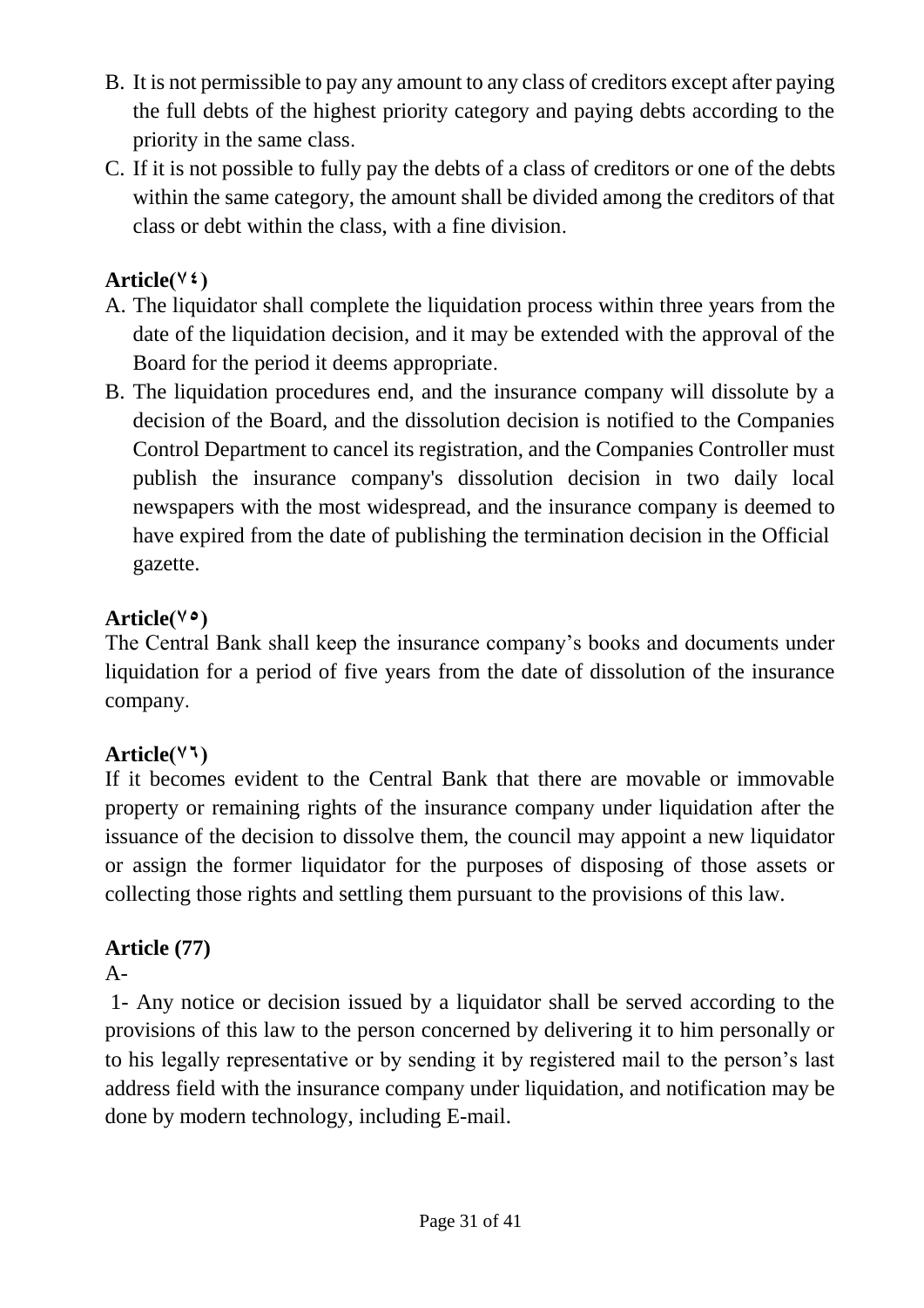B. It is not permissible to pay any amount to any class of creditors except after paying the full debts of the highest priority category and paying debts according to the priority in the same class.

C. If it is not possible to fully pay the debts of a class of creditors or one of the debts within the same category, the amount shall be divided among the creditors of that class or debt within the class, with a fine division.

**Article(٧٤)**

A. The liquidator shall complete the liquidation process within three years from the date of the liquidation decision, and it may be extended with the approval of the Board for the period it deems appropriate.

B. The liquidation procedures end, and the insurance company will dissolute by a decision of the Board, and the dissolution decision is notified to the Companies Control Department to cancel its registration, and the Companies Controller must publish the insurance company's dissolution decision in two daily local newspapers with the most widespread, and the insurance company is deemed to have expired from the date of publishing the termination decision in the Official gazette.

**Article(٧٥)**

The Central Bank shall keep the insurance company’s books and documents under liquidation for a period of five years from the date of dissolution of the insurance company.

**Article(٧٦)**

If it becomes evident to the Central Bank that there are movable or immovable property or remaining rights of the insurance company under liquidation after the issuance of the decision to dissolve them, the council may appoint a new liquidator or assign the former liquidator for the purposes of disposing of those assets or collecting those rights and settling them pursuant to the provisions of this law.

**Article (77)**

A-

1- Any notice or decision issued by a liquidator shall be served according to the provisions of this law to the person concerned by delivering it to him personally or to his legally representative or by sending it by registered mail to the person’s last address field with the insurance company under liquidation, and notification may be done by modern technology, including E-mail.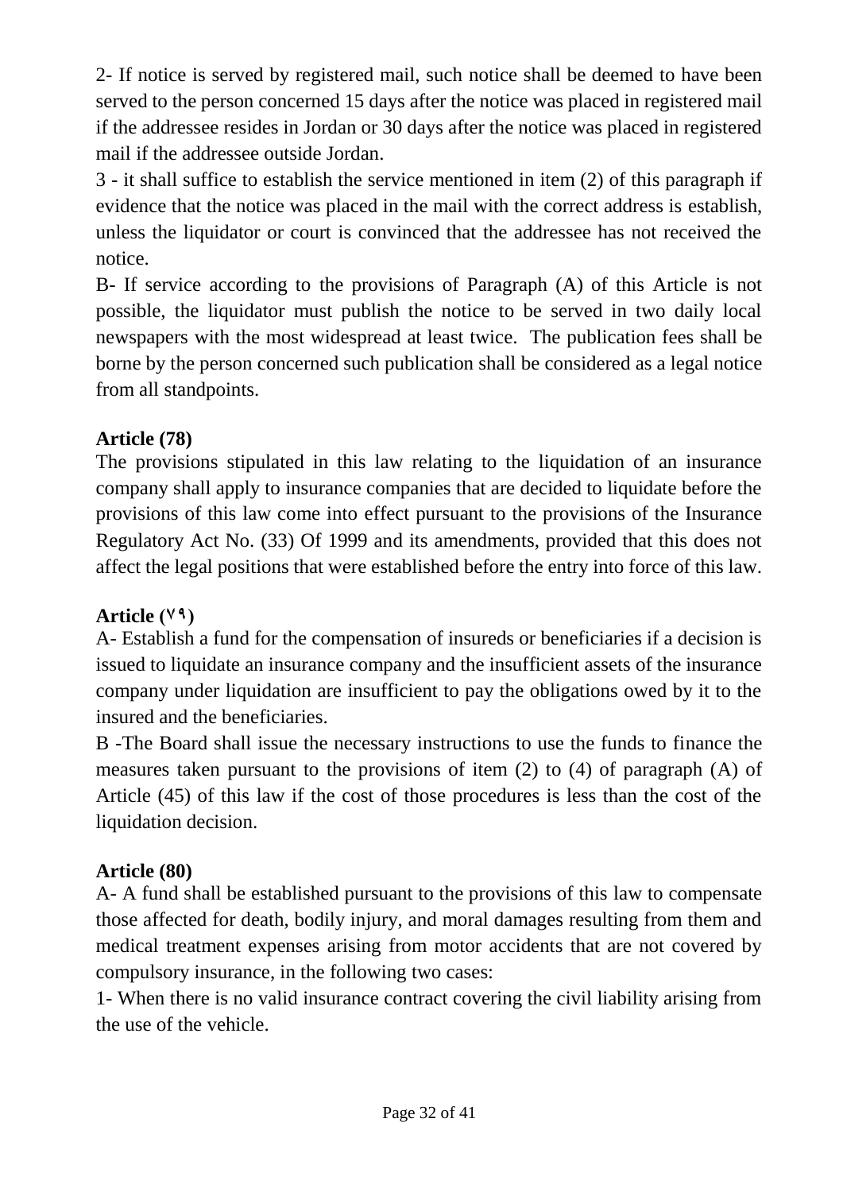2- If notice is served by registered mail, such notice shall be deemed to have been served to the person concerned 15 days after the notice was placed in registered mail if the addressee resides in Jordan or 30 days after the notice was placed in registered mail if the addressee outside Jordan.

3 - it shall suffice to establish the service mentioned in item (2) of this paragraph if evidence that the notice was placed in the mail with the correct address is establish, unless the liquidator or court is convinced that the addressee has not received the notice.

B- If service according to the provisions of Paragraph (A) of this Article is not possible, the liquidator must publish the notice to be served in two daily local newspapers with the most widespread at least twice. The publication fees shall be borne by the person concerned such publication shall be considered as a legal notice from all standpoints.

**Article (78)**

The provisions stipulated in this law relating to the liquidation of an insurance company shall apply to insurance companies that are decided to liquidate before the provisions of this law come into effect pursuant to the provisions of the Insurance Regulatory Act No. (33) Of 1999 and its amendments, provided that this does not affect the legal positions that were established before the entry into force of this law.

**Article (٧٩)**

A- Establish a fund for the compensation of insureds or beneficiaries if a decision is issued to liquidate an insurance company and the insufficient assets of the insurance company under liquidation are insufficient to pay the obligations owed by it to the insured and the beneficiaries.

B -The Board shall issue the necessary instructions to use the funds to finance the measures taken pursuant to the provisions of item (2) to (4) of paragraph (A) of Article (45) of this law if the cost of those procedures is less than the cost of the liquidation decision.

**Article (80)**

A- A fund shall be established pursuant to the provisions of this law to compensate those affected for death, bodily injury, and moral damages resulting from them and medical treatment expenses arising from motor accidents that are not covered by compulsory insurance, in the following two cases:

1- When there is no valid insurance contract covering the civil liability arising from the use of the vehicle.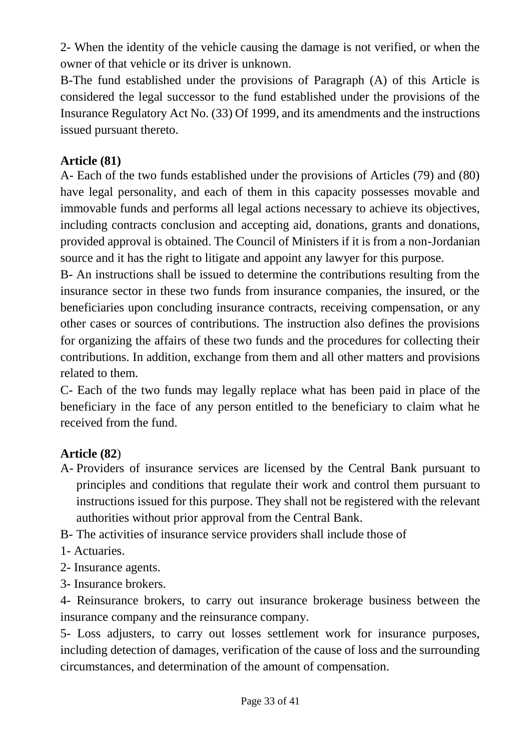2- When the identity of the vehicle causing the damage is not verified, or when the owner of that vehicle or its driver is unknown.

B-The fund established under the provisions of Paragraph (A) of this Article is considered the legal successor to the fund established under the provisions of the Insurance Regulatory Act No. (33) Of 1999, and its amendments and the instructions issued pursuant thereto.

**Article (81)**

A- Each of the two funds established under the provisions of Articles (79) and (80) have legal personality, and each of them in this capacity possesses movable and immovable funds and performs all legal actions necessary to achieve its objectives, including contracts conclusion and accepting aid, donations, grants and donations, provided approval is obtained. The Council of Ministers if it is from a non-Jordanian source and it has the right to litigate and appoint any lawyer for this purpose.

B- An instructions shall be issued to determine the contributions resulting from the insurance sector in these two funds from insurance companies, the insured, or the beneficiaries upon concluding insurance contracts, receiving compensation, or any other cases or sources of contributions. The instruction also defines the provisions for organizing the affairs of these two funds and the procedures for collecting their contributions. In addition, exchange from them and all other matters and provisions related to them.

C- Each of the two funds may legally replace what has been paid in place of the beneficiary in the face of any person entitled to the beneficiary to claim what he received from the fund.

**Article (82)**

A- Providers of insurance services are licensed by the Central Bank pursuant to principles and conditions that regulate their work and control them pursuant to instructions issued for this purpose. They shall not be registered with the relevant authorities without prior approval from the Central Bank.

B- The activities of insurance service providers shall include those of

1- Actuaries.

2- Insurance agents.

3- Insurance brokers.

4- Reinsurance brokers, to carry out insurance brokerage business between the insurance company and the reinsurance company.

5- Loss adjusters, to carry out losses settlement work for insurance purposes, including detection of damages, verification of the cause of loss and the surrounding circumstances, and determination of the amount of compensation.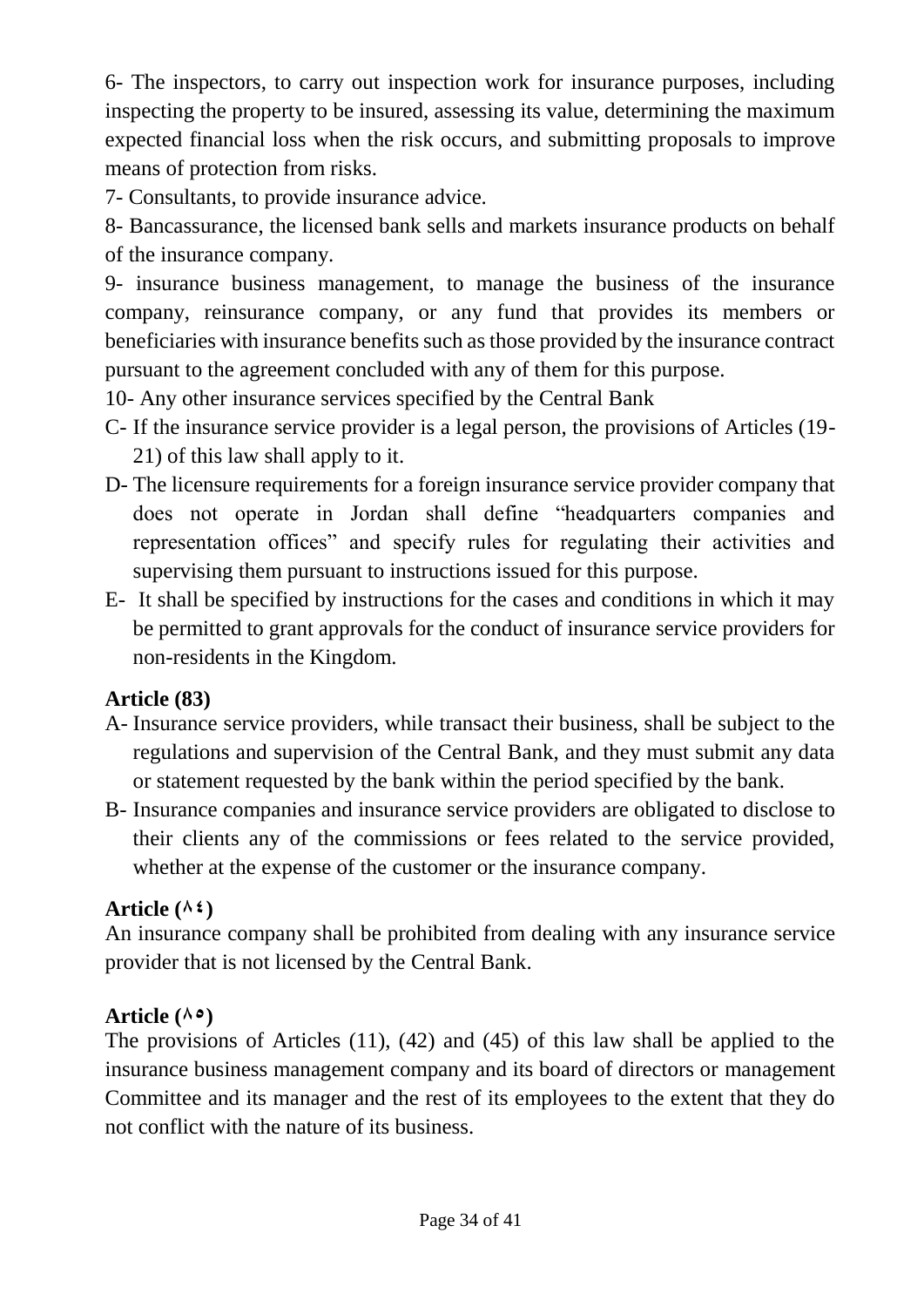6- The inspectors, to carry out inspection work for insurance purposes, including inspecting the property to be insured, assessing its value, determining the maximum expected financial loss when the risk occurs, and submitting proposals to improve means of protection from risks.

7- Consultants, to provide insurance advice.

8- Bancassurance, the licensed bank sells and markets insurance products on behalf of the insurance company.

9- insurance business management, to manage the business of the insurance company, reinsurance company, or any fund that provides its members or beneficiaries with insurance benefits such as those provided by the insurance contract pursuant to the agreement concluded with any of them for this purpose.

10- Any other insurance services specified by the Central Bank

C- If the insurance service provider is a legal person, the provisions of Articles (19-21) of this law shall apply to it.

D- The licensure requirements for a foreign insurance service provider company that does not operate in Jordan shall define "headquarters companies and representation offices" and specify rules for regulating their activities and supervising them pursuant to instructions issued for this purpose.

E- It shall be specified by instructions for the cases and conditions in which it may be permitted to grant approvals for the conduct of insurance service providers for non-residents in the Kingdom.

**Article (83)**

A- Insurance service providers, while transact their business, shall be subject to the regulations and supervision of the Central Bank, and they must submit any data or statement requested by the bank within the period specified by the bank.

B- Insurance companies and insurance service providers are obligated to disclose to their clients any of the commissions or fees related to the service provided, whether at the expense of the customer or the insurance company.

**Article (٨٤)**

An insurance company shall be prohibited from dealing with any insurance service provider that is not licensed by the Central Bank.

**Article (٨٥)**

The provisions of Articles (11), (42) and (45) of this law shall be applied to the insurance business management company and its board of directors or management Committee and its manager and the rest of its employees to the extent that they do not conflict with the nature of its business.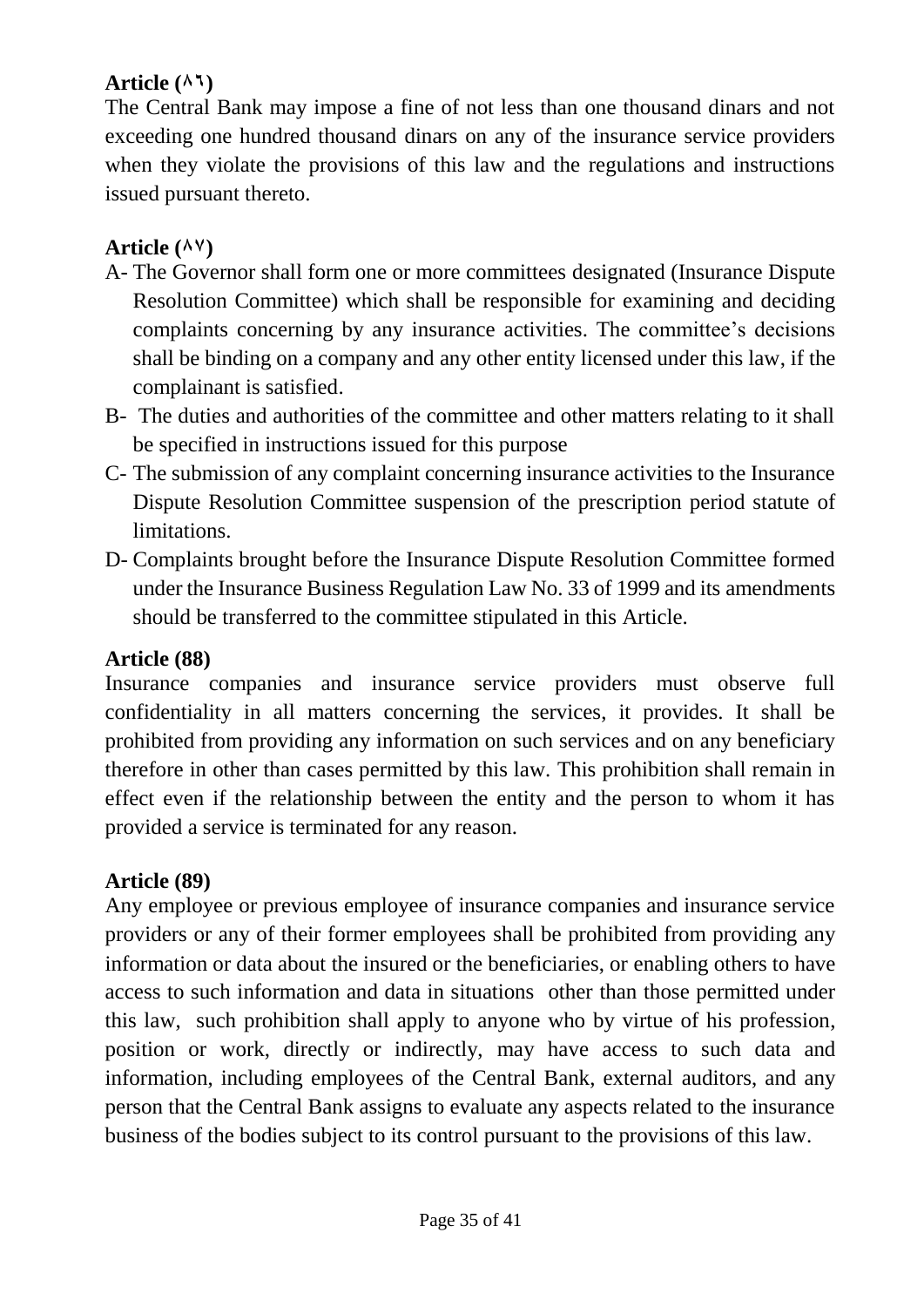**Article (٨٦)**

The Central Bank may impose a fine of not less than one thousand dinars and not exceeding one hundred thousand dinars on any of the insurance service providers when they violate the provisions of this law and the regulations and instructions issued pursuant thereto.

**Article (٨٧)**

A- The Governor shall form one or more committees designated (Insurance Dispute Resolution Committee) which shall be responsible for examining and deciding complaints concerning by any insurance activities. The committee's decisions shall be binding on a company and any other entity licensed under this law, if the complainant is satisfied.

B- The duties and authorities of the committee and other matters relating to it shall be specified in instructions issued for this purpose

C- The submission of any complaint concerning insurance activities to the Insurance Dispute Resolution Committee suspension of the prescription period statute of limitations.

D- Complaints brought before the Insurance Dispute Resolution Committee formed under the Insurance Business Regulation Law No. 33 of 1999 and its amendments should be transferred to the committee stipulated in this Article.

**Article (88)**

Insurance companies and insurance service providers must observe full confidentiality in all matters concerning the services, it provides. It shall be prohibited from providing any information on such services and on any beneficiary therefore in other than cases permitted by this law. This prohibition shall remain in effect even if the relationship between the entity and the person to whom it has provided a service is terminated for any reason.

**Article (89)**

Any employee or previous employee of insurance companies and insurance service providers or any of their former employees shall be prohibited from providing any information or data about the insured or the beneficiaries, or enabling others to have access to such information and data in situations other than those permitted under this law, such prohibition shall apply to anyone who by virtue of his profession, position or work, directly or indirectly, may have access to such data and information, including employees of the Central Bank, external auditors, and any person that the Central Bank assigns to evaluate any aspects related to the insurance business of the bodies subject to its control pursuant to the provisions of this law.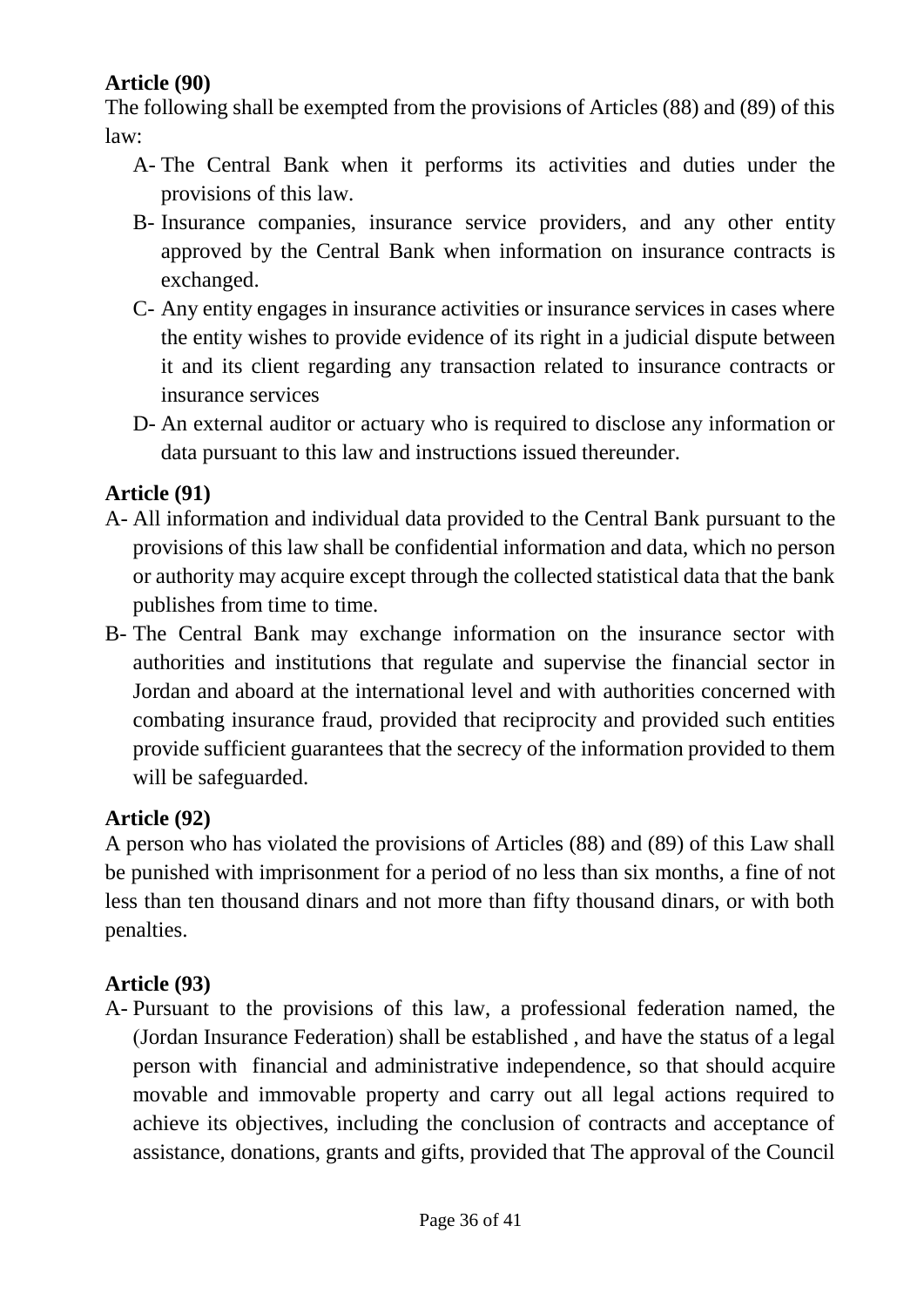**Article (90)**

The following shall be exempted from the provisions of Articles (88) and (89) of this law:

A- The Central Bank when it performs its activities and duties under the provisions of this law.

B- Insurance companies, insurance service providers, and any other entity approved by the Central Bank when information on insurance contracts is exchanged.

C- Any entity engages in insurance activities or insurance services in cases where the entity wishes to provide evidence of its right in a judicial dispute between it and its client regarding any transaction related to insurance contracts or insurance services

D- An external auditor or actuary who is required to disclose any information or data pursuant to this law and instructions issued thereunder.

**Article (91)**

A- All information and individual data provided to the Central Bank pursuant to the provisions of this law shall be confidential information and data, which no person or authority may acquire except through the collected statistical data that the bank publishes from time to time.

B- The Central Bank may exchange information on the insurance sector with authorities and institutions that regulate and supervise the financial sector in Jordan and aboard at the international level and with authorities concerned with combating insurance fraud, provided that reciprocity and provided such entities provide sufficient guarantees that the secrecy of the information provided to them will be safeguarded.

**Article (92)**

A person who has violated the provisions of Articles (88) and (89) of this Law shall be punished with imprisonment for a period of no less than six months, a fine of not less than ten thousand dinars and not more than fifty thousand dinars, or with both penalties.

**Article (93)**

A- Pursuant to the provisions of this law, a professional federation named, the (Jordan Insurance Federation) shall be established , and have the status of a legal person with financial and administrative independence, so that should acquire movable and immovable property and carry out all legal actions required to achieve its objectives, including the conclusion of contracts and acceptance of assistance, donations, grants and gifts, provided that The approval of the Council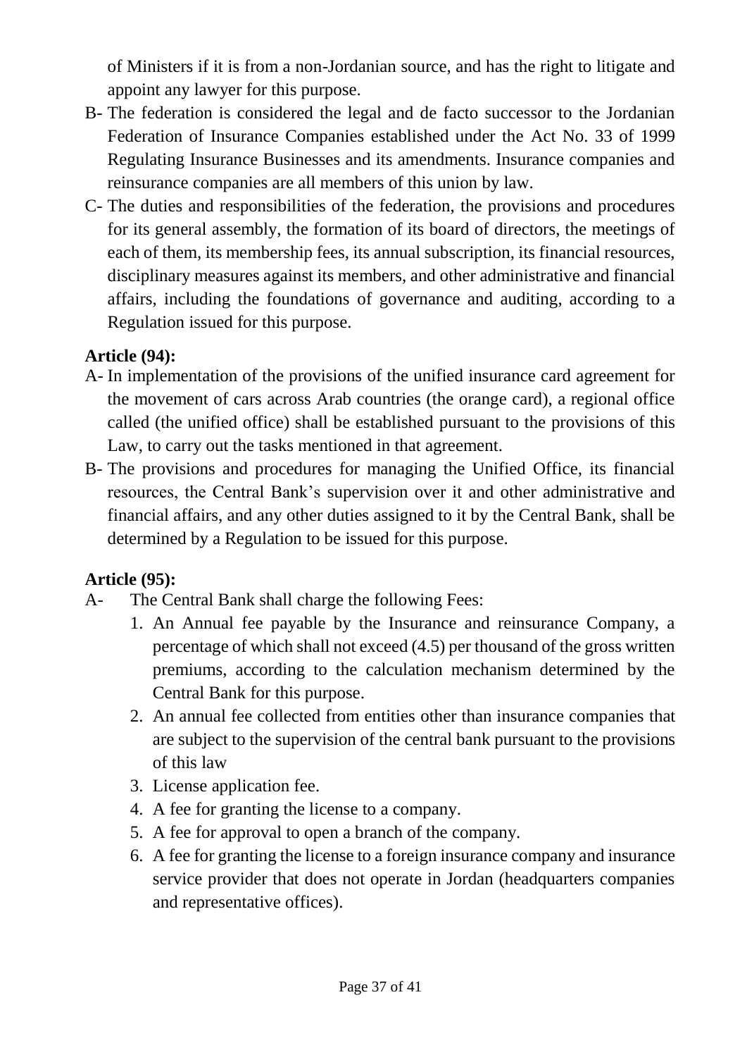of Ministers if it is from a non-Jordanian source, and has the right to litigate and appoint any lawyer for this purpose.

B- The federation is considered the legal and de facto successor to the Jordanian Federation of Insurance Companies established under the Act No. 33 of 1999 Regulating Insurance Businesses and its amendments. Insurance companies and reinsurance companies are all members of this union by law.

C- The duties and responsibilities of the federation, the provisions and procedures for its general assembly, the formation of its board of directors, the meetings of each of them, its membership fees, its annual subscription, its financial resources, disciplinary measures against its members, and other administrative and financial affairs, including the foundations of governance and auditing, according to a Regulation issued for this purpose.

**Article (94):**

A- In implementation of the provisions of the unified insurance card agreement for the movement of cars across Arab countries (the orange card), a regional office called (the unified office) shall be established pursuant to the provisions of this Law, to carry out the tasks mentioned in that agreement.

B- The provisions and procedures for managing the Unified Office, its financial resources, the Central Bank's supervision over it and other administrative and financial affairs, and any other duties assigned to it by the Central Bank, shall be determined by a Regulation to be issued for this purpose.

**Article (95):**

A- The Central Bank shall charge the following Fees:

1. An Annual fee payable by the Insurance and reinsurance Company, a percentage of which shall not exceed (4.5) per thousand of the gross written premiums, according to the calculation mechanism determined by the Central Bank for this purpose.
2. An annual fee collected from entities other than insurance companies that are subject to the supervision of the central bank pursuant to the provisions of this law
3. License application fee.
4. A fee for granting the license to a company.
5. A fee for approval to open a branch of the company.
6. A fee for granting the license to a foreign insurance company and insurance service provider that does not operate in Jordan (headquarters companies and representative offices).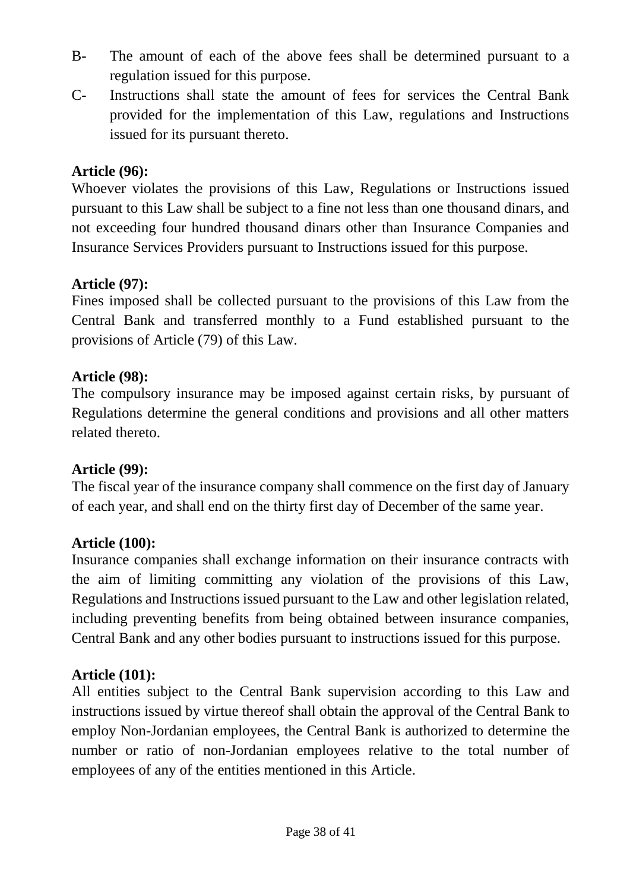B- The amount of each of the above fees shall be determined pursuant to a regulation issued for this purpose.

C- Instructions shall state the amount of fees for services the Central Bank provided for the implementation of this Law, regulations and Instructions issued for its pursuant thereto.

**Article (96):**

Whoever violates the provisions of this Law, Regulations or Instructions issued pursuant to this Law shall be subject to a fine not less than one thousand dinars, and not exceeding four hundred thousand dinars other than Insurance Companies and Insurance Services Providers pursuant to Instructions issued for this purpose.

**Article (97):**

Fines imposed shall be collected pursuant to the provisions of this Law from the Central Bank and transferred monthly to a Fund established pursuant to the provisions of Article (79) of this Law.

**Article (98):**

The compulsory insurance may be imposed against certain risks, by pursuant of Regulations determine the general conditions and provisions and all other matters related thereto.

**Article (99):**

The fiscal year of the insurance company shall commence on the first day of January of each year, and shall end on the thirty first day of December of the same year.

**Article (100):**

Insurance companies shall exchange information on their insurance contracts with the aim of limiting committing any violation of the provisions of this Law, Regulations and Instructions issued pursuant to the Law and other legislation related, including preventing benefits from being obtained between insurance companies, Central Bank and any other bodies pursuant to instructions issued for this purpose.

**Article (101):**

All entities subject to the Central Bank supervision according to this Law and instructions issued by virtue thereof shall obtain the approval of the Central Bank to employ Non-Jordanian employees, the Central Bank is authorized to determine the number or ratio of non-Jordanian employees relative to the total number of employees of any of the entities mentioned in this Article.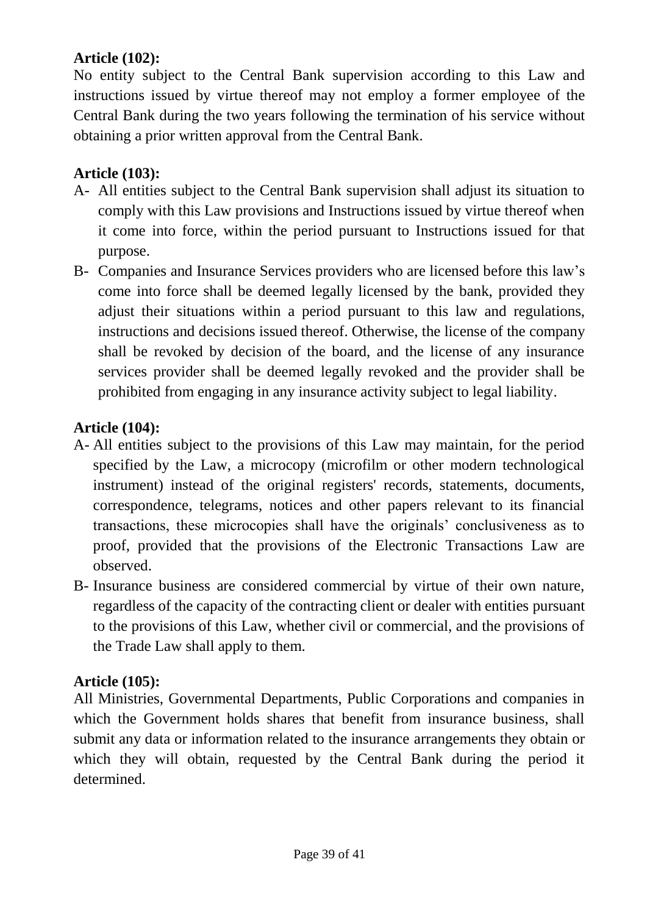**Article (102):**

No entity subject to the Central Bank supervision according to this Law and instructions issued by virtue thereof may not employ a former employee of the Central Bank during the two years following the termination of his service without obtaining a prior written approval from the Central Bank.

**Article (103):**

A- All entities subject to the Central Bank supervision shall adjust its situation to comply with this Law provisions and Instructions issued by virtue thereof when it come into force, within the period pursuant to Instructions issued for that purpose.

B- Companies and Insurance Services providers who are licensed before this law's come into force shall be deemed legally licensed by the bank, provided they adjust their situations within a period pursuant to this law and regulations, instructions and decisions issued thereof. Otherwise, the license of the company shall be revoked by decision of the board, and the license of any insurance services provider shall be deemed legally revoked and the provider shall be prohibited from engaging in any insurance activity subject to legal liability.

**Article (104):**

A- All entities subject to the provisions of this Law may maintain, for the period specified by the Law, a microcopy (microfilm or other modern technological instrument) instead of the original registers' records, statements, documents, correspondence, telegrams, notices and other papers relevant to its financial transactions, these microcopies shall have the originals' conclusiveness as to proof, provided that the provisions of the Electronic Transactions Law are observed.

B- Insurance business are considered commercial by virtue of their own nature, regardless of the capacity of the contracting client or dealer with entities pursuant to the provisions of this Law, whether civil or commercial, and the provisions of the Trade Law shall apply to them.

**Article (105):**

All Ministries, Governmental Departments, Public Corporations and companies in which the Government holds shares that benefit from insurance business, shall submit any data or information related to the insurance arrangements they obtain or which they will obtain, requested by the Central Bank during the period it determined.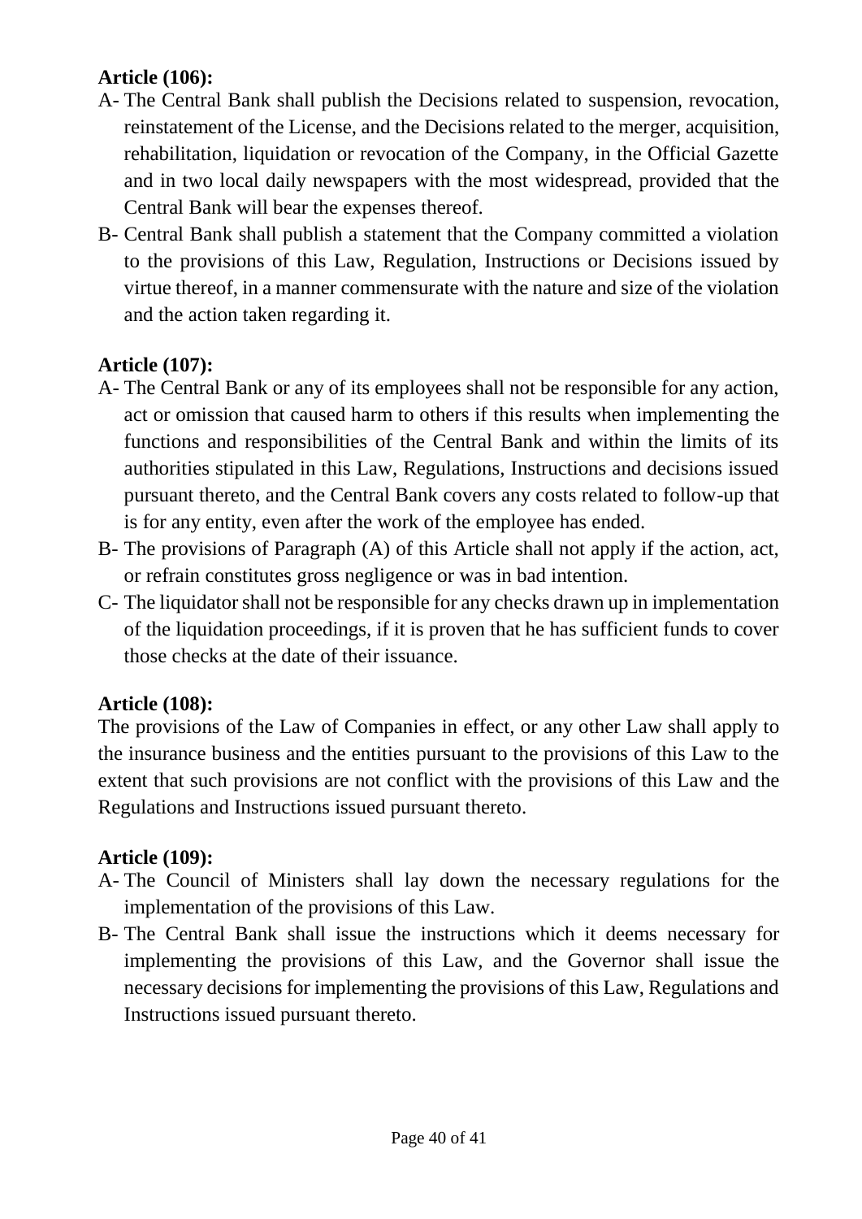**Article (106):**

A- The Central Bank shall publish the Decisions related to suspension, revocation, reinstatement of the License, and the Decisions related to the merger, acquisition, rehabilitation, liquidation or revocation of the Company, in the Official Gazette and in two local daily newspapers with the most widespread, provided that the Central Bank will bear the expenses thereof.

B- Central Bank shall publish a statement that the Company committed a violation to the provisions of this Law, Regulation, Instructions or Decisions issued by virtue thereof, in a manner commensurate with the nature and size of the violation and the action taken regarding it.

**Article (107):**

A- The Central Bank or any of its employees shall not be responsible for any action, act or omission that caused harm to others if this results when implementing the functions and responsibilities of the Central Bank and within the limits of its authorities stipulated in this Law, Regulations, Instructions and decisions issued pursuant thereto, and the Central Bank covers any costs related to follow-up that is for any entity, even after the work of the employee has ended.

B- The provisions of Paragraph (A) of this Article shall not apply if the action, act, or refrain constitutes gross negligence or was in bad intention.

C- The liquidator shall not be responsible for any checks drawn up in implementation of the liquidation proceedings, if it is proven that he has sufficient funds to cover those checks at the date of their issuance.

**Article (108):**

The provisions of the Law of Companies in effect, or any other Law shall apply to the insurance business and the entities pursuant to the provisions of this Law to the extent that such provisions are not conflict with the provisions of this Law and the Regulations and Instructions issued pursuant thereto.

**Article (109):**

A- The Council of Ministers shall lay down the necessary regulations for the implementation of the provisions of this Law.

B- The Central Bank shall issue the instructions which it deems necessary for implementing the provisions of this Law, and the Governor shall issue the necessary decisions for implementing the provisions of this Law, Regulations and Instructions issued pursuant thereto.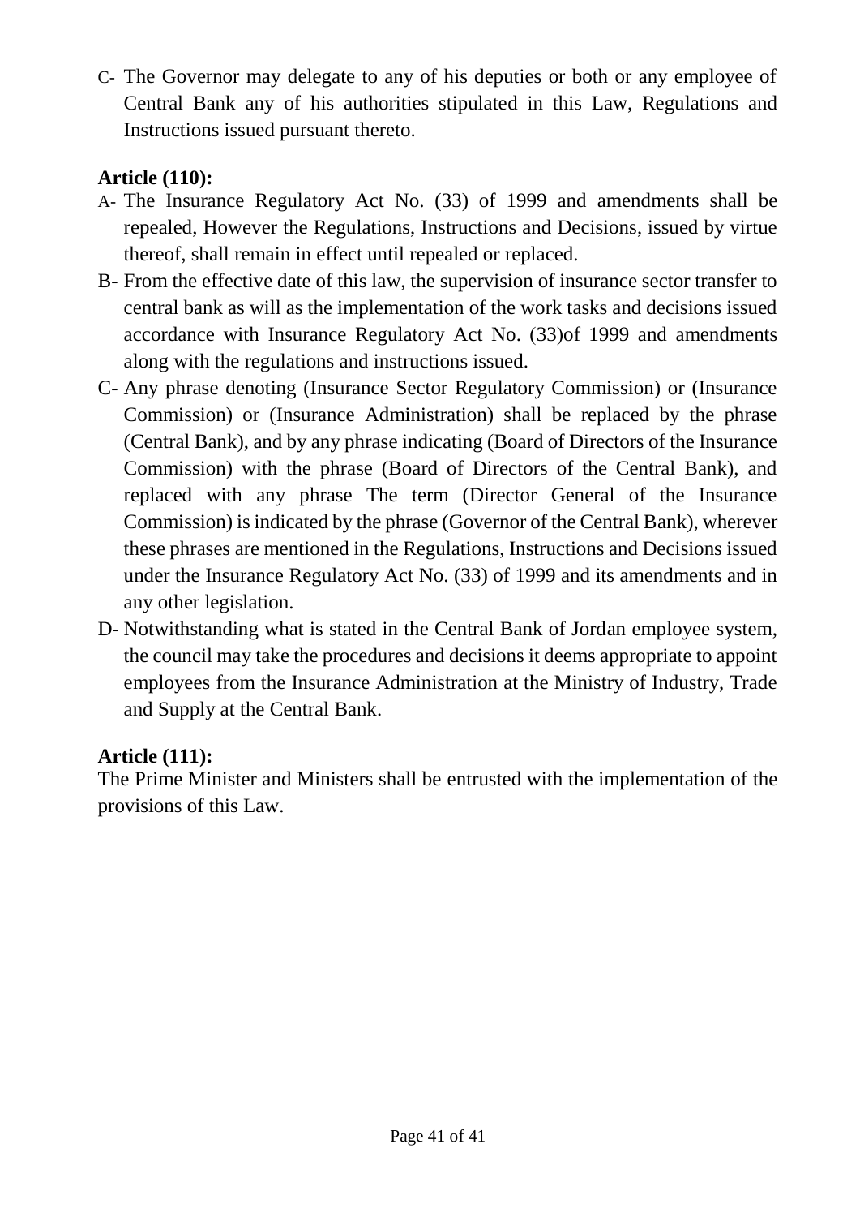C- The Governor may delegate to any of his deputies or both or any employee of Central Bank any of his authorities stipulated in this Law, Regulations and Instructions issued pursuant thereto.

**Article (110):**

A- The Insurance Regulatory Act No. (33) of 1999 and amendments shall be repealed, However the Regulations, Instructions and Decisions, issued by virtue thereof, shall remain in effect until repealed or replaced.

B- From the effective date of this law, the supervision of insurance sector transfer to central bank as will as the implementation of the work tasks and decisions issued accordance with Insurance Regulatory Act No. (33)of 1999 and amendments along with the regulations and instructions issued.

C- Any phrase denoting (Insurance Sector Regulatory Commission) or (Insurance Commission) or (Insurance Administration) shall be replaced by the phrase (Central Bank), and by any phrase indicating (Board of Directors of the Insurance Commission) with the phrase (Board of Directors of the Central Bank), and replaced with any phrase The term (Director General of the Insurance Commission) is indicated by the phrase (Governor of the Central Bank), wherever these phrases are mentioned in the Regulations, Instructions and Decisions issued under the Insurance Regulatory Act No. (33) of 1999 and its amendments and in any other legislation.

D- Notwithstanding what is stated in the Central Bank of Jordan employee system, the council may take the procedures and decisions it deems appropriate to appoint employees from the Insurance Administration at the Ministry of Industry, Trade and Supply at the Central Bank.

**Article (111):**

The Prime Minister and Ministers shall be entrusted with the implementation of the provisions of this Law.